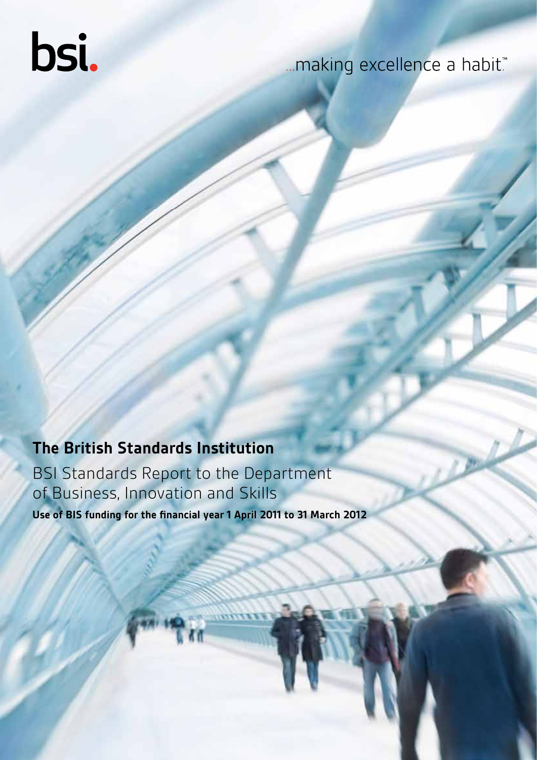bsi.

...making excellence a habit.™

# The British Standards Institution

## BSI Standards Report to the Department of Business, Innovation and Skills

**Use of BIS funding for the financial year 1 April 2011 to 31 March 2012**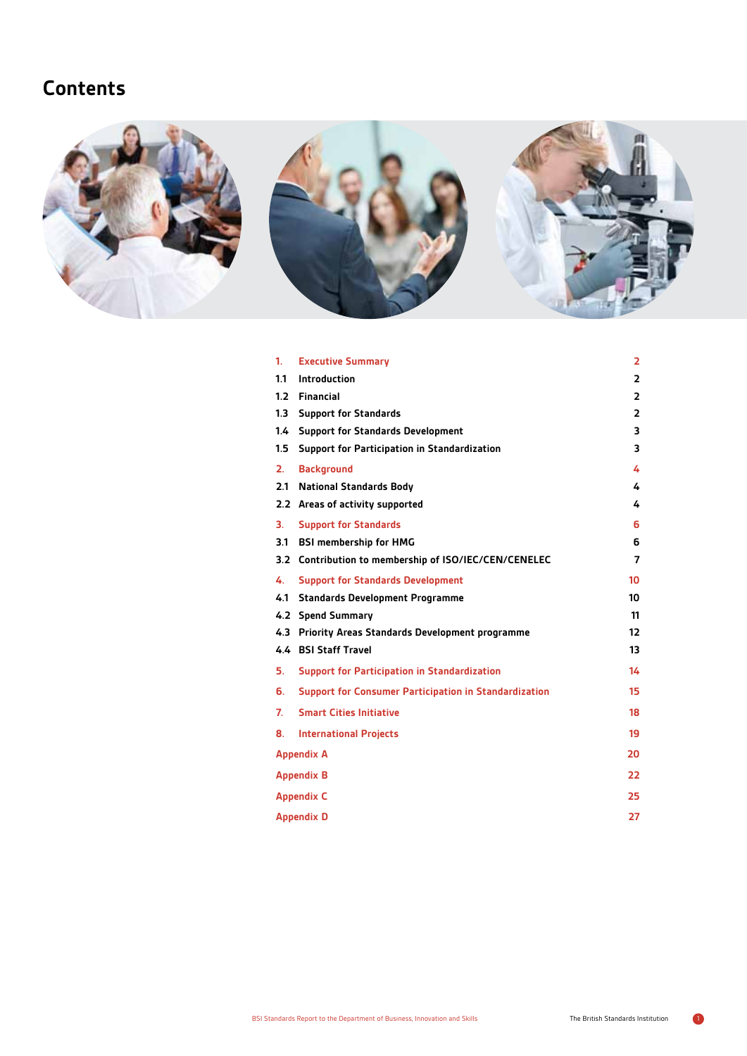# Contents

| | | |
|---|---|---|
| 1. | Executive Summary | 2 |
| 1.1 | Introduction | 2 |
| 1.2 | Financial | 2 |
| 1.3 | Support for Standards | 2 |
| 1.4 | Support for Standards Development | 3 |
| 1.5 | Support for Participation in Standardization | 3 |
| 2. | Background | 4 |
| 2.1 | National Standards Body | 4 |
| 2.2 | Areas of activity supported | 4 |
| 3. | Support for Standards | 6 |
| 3.1 | BSI membership for HMG | 6 |
| 3.2 | Contribution to membership of ISO/IEC/CEN/CENELEC | 7 |
| 4. | Support for Standards Development | 10 |
| 4.1 | Standards Development Programme | 10 |
| 4.2 | Spend Summary | 11 |
| 4.3 | Priority Areas Standards Development programme | 12 |
| 4.4 | BSI Staff Travel | 13 |
| 5. | Support for Participation in Standardization | 14 |
| 6. | Support for Consumer Participation in Standardization | 15 |
| 7. | Smart Cities Initiative | 18 |
| 8. | International Projects | 19 |
| | Appendix A | 20 |
| | Appendix B | 22 |
| | Appendix C | 25 |
| | Appendix D | 27 |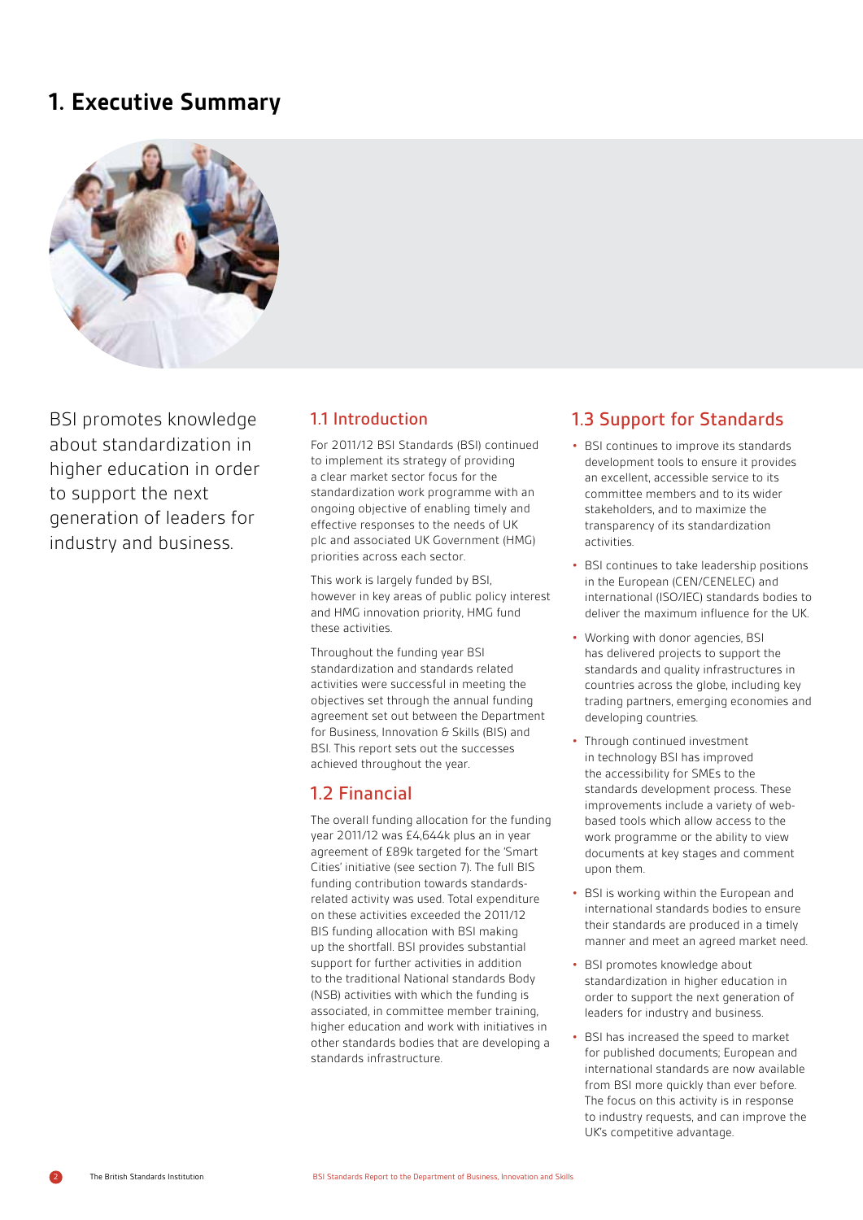# 1. Executive Summary

BSI promotes knowledge about standardization in higher education in order to support the next generation of leaders for industry and business.

## 1.1 Introduction

For 2011/12 BSI Standards (BSI) continued to implement its strategy of providing a clear market sector focus for the standardization work programme with an ongoing objective of enabling timely and effective responses to the needs of UK plc and associated UK Government (HMG) priorities across each sector.

This work is largely funded by BSI, however in key areas of public policy interest and HMG innovation priority, HMG fund these activities.

Throughout the funding year BSI standardization and standards related activities were successful in meeting the objectives set through the annual funding agreement set out between the Department for Business, Innovation & Skills (BIS) and BSI. This report sets out the successes achieved throughout the year.

## 1.2 Financial

The overall funding allocation for the funding year 2011/12 was £4,644k plus an in year agreement of £89k targeted for the 'Smart Cities' initiative (see section 7). The full BIS funding contribution towards standards-related activity was used. Total expenditure on these activities exceeded the 2011/12 BIS funding allocation with BSI making up the shortfall. BSI provides substantial support for further activities in addition to the traditional National standards Body (NSB) activities with which the funding is associated, in committee member training, higher education and work with initiatives in other standards bodies that are developing a standards infrastructure.

## 1.3 Support for Standards

- BSI continues to improve its standards development tools to ensure it provides an excellent, accessible service to its committee members and to its wider stakeholders, and to maximize the transparency of its standardization activities.
- BSI continues to take leadership positions in the European (CEN/CENELEC) and international (ISO/IEC) standards bodies to deliver the maximum influence for the UK.
- Working with donor agencies, BSI has delivered projects to support the standards and quality infrastructures in countries across the globe, including key trading partners, emerging economies and developing countries.
- Through continued investment in technology BSI has improved the accessibility for SMEs to the standards development process. These improvements include a variety of web-based tools which allow access to the work programme or the ability to view documents at key stages and comment upon them.
- BSI is working within the European and international standards bodies to ensure their standards are produced in a timely manner and meet an agreed market need.
- BSI promotes knowledge about standardization in higher education in order to support the next generation of leaders for industry and business.
- BSI has increased the speed to market for published documents; European and international standards are now available from BSI more quickly than ever before. The focus on this activity is in response to industry requests, and can improve the UK's competitive advantage.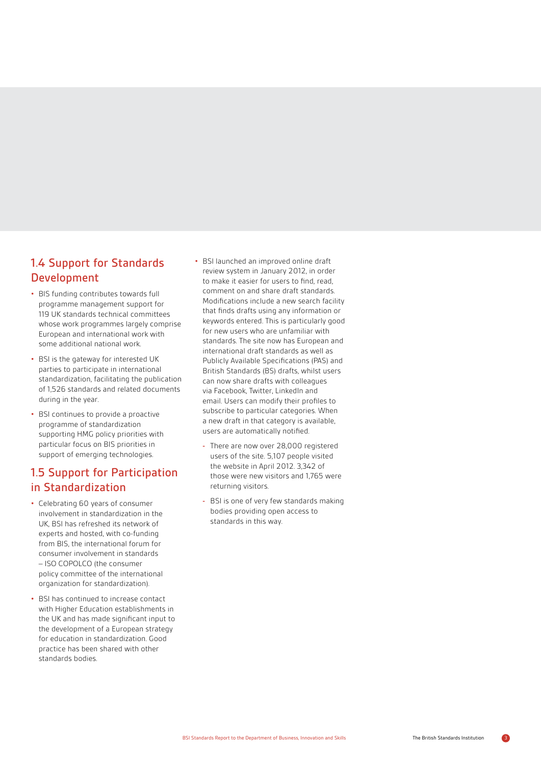## 1.4 Support for Standards Development

- BIS funding contributes towards full programme management support for 119 UK standards technical committees whose work programmes largely comprise European and international work with some additional national work.
- BSI is the gateway for interested UK parties to participate in international standardization, facilitating the publication of 1,526 standards and related documents during in the year.
- BSI continues to provide a proactive programme of standardization supporting HMG policy priorities with particular focus on BIS priorities in support of emerging technologies.

## 1.5 Support for Participation in Standardization

- Celebrating 60 years of consumer involvement in standardization in the UK, BSI has refreshed its network of experts and hosted, with co-funding from BIS, the international forum for consumer involvement in standards – ISO COPOLCO (the consumer policy committee of the international organization for standardization).
- BSI has continued to increase contact with Higher Education establishments in the UK and has made significant input to the development of a European strategy for education in standardization. Good practice has been shared with other standards bodies.
- BSI launched an improved online draft review system in January 2012, in order to make it easier for users to find, read, comment on and share draft standards. Modifications include a new search facility that finds drafts using any information or keywords entered. This is particularly good for new users who are unfamiliar with standards. The site now has European and international draft standards as well as Publicly Available Specifications (PAS) and British Standards (BS) drafts, whilst users can now share drafts with colleagues via Facebook, Twitter, LinkedIn and email. Users can modify their profiles to subscribe to particular categories. When a new draft in that category is available, users are automatically notified.
  - There are now over 28,000 registered users of the site. 5,107 people visited the website in April 2012. 3,342 of those were new visitors and 1,765 were returning visitors.
  - BSI is one of very few standards making bodies providing open access to standards in this way.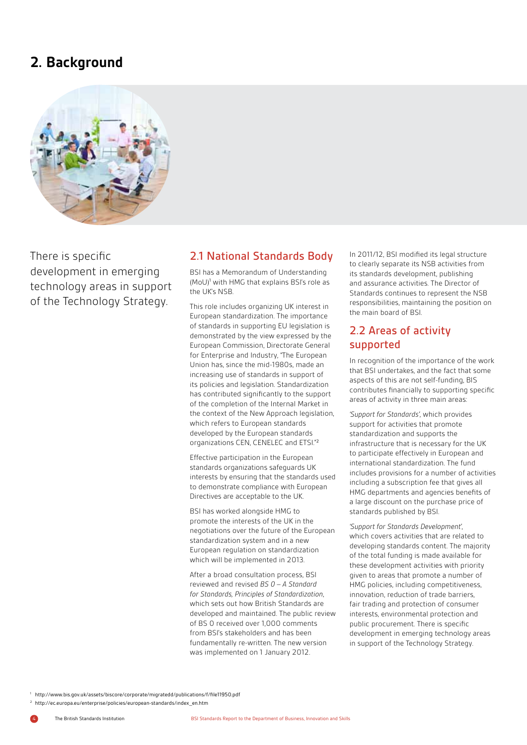## 2. Background

There is specific development in emerging technology areas in support of the Technology Strategy.

### 2.1 National Standards Body

BSI has a Memorandum of Understanding (MoU)[1] with HMG that explains BSI's role as the UK's NSB.

This role includes organizing UK interest in European standardization. The importance of standards in supporting EU legislation is demonstrated by the view expressed by the European Commission, Directorate General for Enterprise and Industry, "The European Union has, since the mid-1980s, made an increasing use of standards in support of its policies and legislation. Standardization has contributed significantly to the support of the completion of the Internal Market in the context of the New Approach legislation, which refers to European standards developed by the European standards organizations CEN, CENELEC and ETSI."[2]

Effective participation in the European standards organizations safeguards UK interests by ensuring that the standards used to demonstrate compliance with European Directives are acceptable to the UK.

BSI has worked alongside HMG to promote the interests of the UK in the negotiations over the future of the European standardization system and in a new European regulation on standardization which will be implemented in 2013.

After a broad consultation process, BSI reviewed and revised *BS 0 – A Standard for Standards, Principles of Standardization*, which sets out how British Standards are developed and maintained. The public review of BS 0 received over 1,000 comments from BSI's stakeholders and has been fundamentally re-written. The new version was implemented on 1 January 2012.

In 2011/12, BSI modified its legal structure to clearly separate its NSB activities from its standards development, publishing and assurance activities. The Director of Standards continues to represent the NSB responsibilities, maintaining the position on the main board of BSI.

### 2.2 Areas of activity supported

In recognition of the importance of the work that BSI undertakes, and the fact that some aspects of this are not self-funding, BIS contributes financially to supporting specific areas of activity in three main areas:

*'Support for Standards'*, which provides support for activities that promote standardization and supports the infrastructure that is necessary for the UK to participate effectively in European and international standardization. The fund includes provisions for a number of activities including a subscription fee that gives all HMG departments and agencies benefits of a large discount on the purchase price of standards published by BSI.

*'Support for Standards Development'*, which covers activities that are related to developing standards content. The majority of the total funding is made available for these development activities with priority given to areas that promote a number of HMG policies, including competitiveness, innovation, reduction of trade barriers, fair trading and protection of consumer interests, environmental protection and public procurement. There is specific development in emerging technology areas in support of the Technology Strategy.

[1] http://www.bis.gov.uk/assets/biscore/corporate/migratedd/publications/f/file11950.pdf

[2] http://ec.europa.eu/enterprise/policies/european-standards/index_en.htm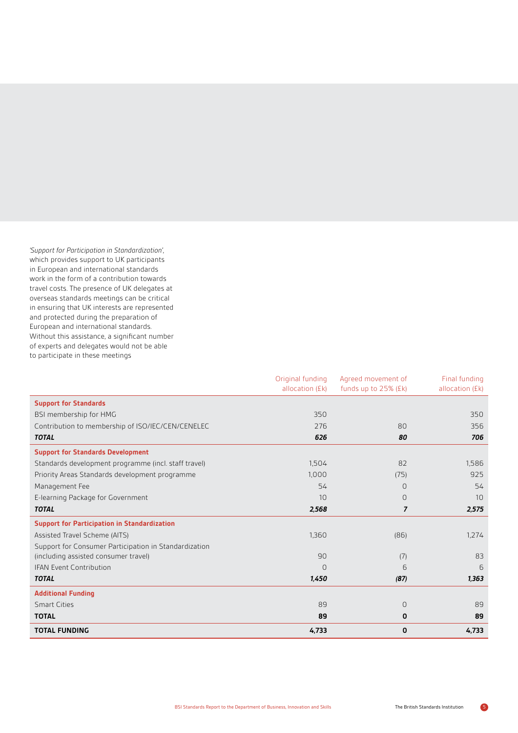*'Support for Participation in Standardization'*, which provides support to UK participants in European and international standards work in the form of a contribution towards travel costs. The presence of UK delegates at overseas standards meetings can be critical in ensuring that UK interests are represented and protected during the preparation of European and international standards. Without this assistance, a significant number of experts and delegates would not be able to participate in these meetings

| | Original funding allocation (£k) | Agreed movement of funds up to 25% (£k) | Final funding allocation (£k) |
|---|---|---|---|
| **Support for Standards** | | | |
| BSI membership for HMG | 350 | | 350 |
| Contribution to membership of ISO/IEC/CEN/CENELEC | 276 | 80 | 356 |
| ***TOTAL*** | ***626*** | ***80*** | ***706*** |
| **Support for Standards Development** | | | |
| Standards development programme (incl. staff travel) | 1,504 | 82 | 1,586 |
| Priority Areas Standards development programme | 1,000 | (75) | 925 |
| Management Fee | 54 | 0 | 54 |
| E-learning Package for Government | 10 | 0 | 10 |
| ***TOTAL*** | ***2,568*** | ***7*** | ***2,575*** |
| **Support for Participation in Standardization** | | | |
| Assisted Travel Scheme (AITS) | 1,360 | (86) | 1,274 |
| Support for Consumer Participation in Standardization (including assisted consumer travel) | 90 | (7) | 83 |
| IFAN Event Contribution | 0 | 6 | 6 |
| ***TOTAL*** | ***1,450*** | ***(87)*** | ***1,363*** |
| **Additional Funding** | | | |
| Smart Cities | 89 | 0 | 89 |
| **TOTAL** | **89** | **0** | **89** |
| **TOTAL FUNDING** | **4,733** | **0** | **4,733** |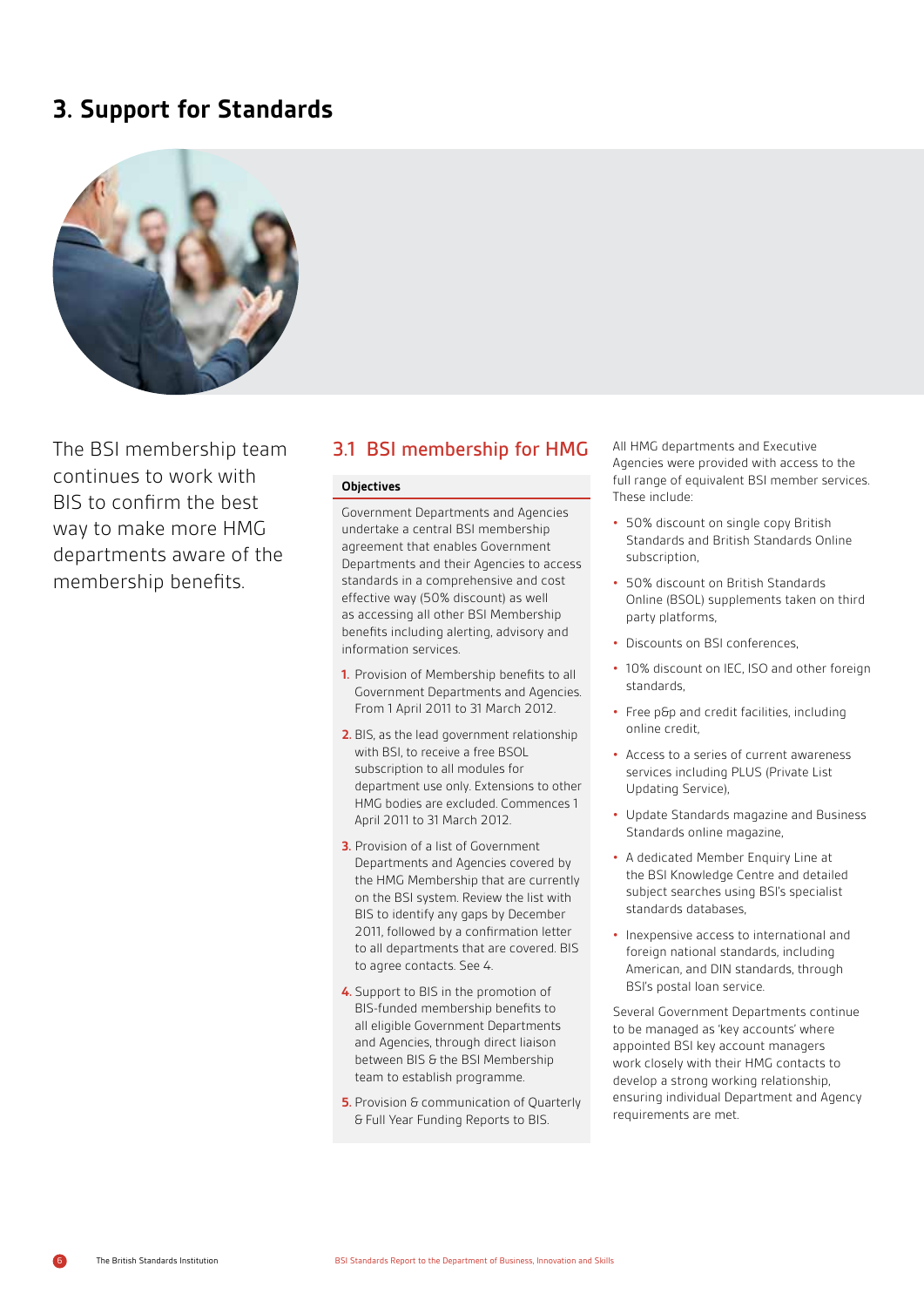# 3. Support for Standards

The BSI membership team continues to work with BIS to confirm the best way to make more HMG departments aware of the membership benefits.

## 3.1 BSI membership for HMG

**Objectives**

Government Departments and Agencies undertake a central BSI membership agreement that enables Government Departments and their Agencies to access standards in a comprehensive and cost effective way (50% discount) as well as accessing all other BSI Membership benefits including alerting, advisory and information services.

1. Provision of Membership benefits to all Government Departments and Agencies. From 1 April 2011 to 31 March 2012.
2. BIS, as the lead government relationship with BSI, to receive a free BSOL subscription to all modules for department use only. Extensions to other HMG bodies are excluded. Commences 1 April 2011 to 31 March 2012.
3. Provision of a list of Government Departments and Agencies covered by the HMG Membership that are currently on the BSI system. Review the list with BIS to identify any gaps by December 2011, followed by a confirmation letter to all departments that are covered. BIS to agree contacts. See 4.
4. Support to BIS in the promotion of BIS-funded membership benefits to all eligible Government Departments and Agencies, through direct liaison between BIS & the BSI Membership team to establish programme.
5. Provision & communication of Quarterly & Full Year Funding Reports to BIS.

All HMG departments and Executive Agencies were provided with access to the full range of equivalent BSI member services. These include:

- 50% discount on single copy British Standards and British Standards Online subscription,
- 50% discount on British Standards Online (BSOL) supplements taken on third party platforms,
- Discounts on BSI conferences,
- 10% discount on IEC, ISO and other foreign standards,
- Free p&p and credit facilities, including online credit,
- Access to a series of current awareness services including PLUS (Private List Updating Service),
- Update Standards magazine and Business Standards online magazine,
- A dedicated Member Enquiry Line at the BSI Knowledge Centre and detailed subject searches using BSI's specialist standards databases,
- Inexpensive access to international and foreign national standards, including American, and DIN standards, through BSI's postal loan service.

Several Government Departments continue to be managed as 'key accounts' where appointed BSI key account managers work closely with their HMG contacts to develop a strong working relationship, ensuring individual Department and Agency requirements are met.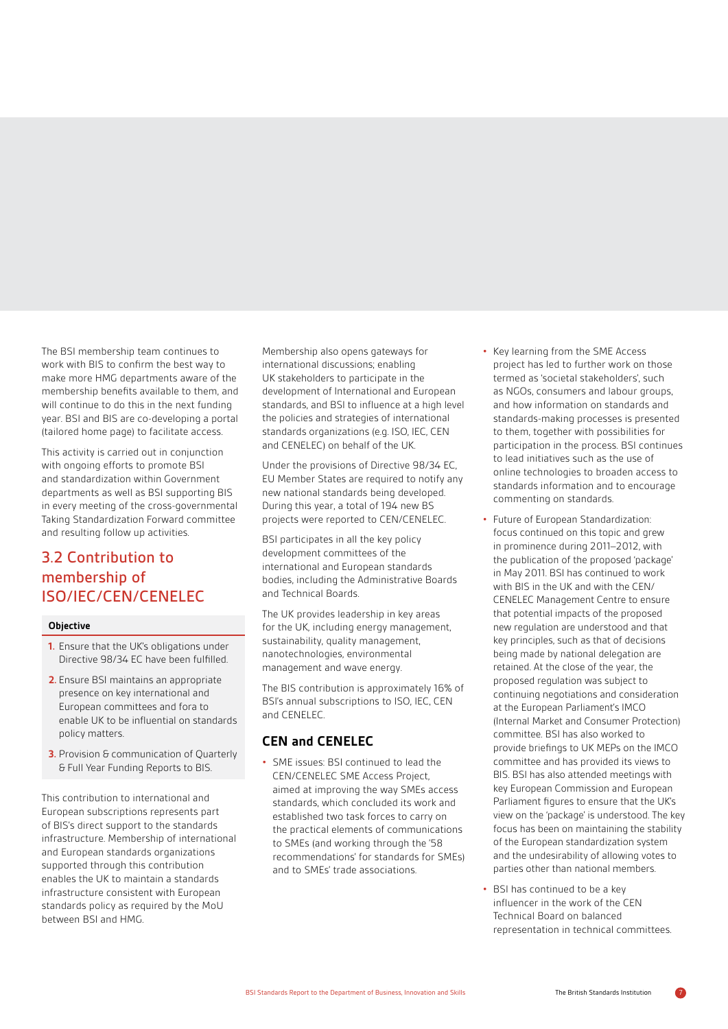The BSI membership team continues to work with BIS to confirm the best way to make more HMG departments aware of the membership benefits available to them, and will continue to do this in the next funding year. BSI and BIS are co-developing a portal (tailored home page) to facilitate access.

This activity is carried out in conjunction with ongoing efforts to promote BSI and standardization within Government departments as well as BSI supporting BIS in every meeting of the cross-governmental Taking Standardization Forward committee and resulting follow up activities.

## 3.2 Contribution to membership of ISO/IEC/CEN/CENELEC

**Objective**

1. Ensure that the UK's obligations under Directive 98/34 EC have been fulfilled.
2. Ensure BSI maintains an appropriate presence on key international and European committees and fora to enable UK to be influential on standards policy matters.
3. Provision & communication of Quarterly & Full Year Funding Reports to BIS.

This contribution to international and European subscriptions represents part of BIS's direct support to the standards infrastructure. Membership of international and European standards organizations supported through this contribution enables the UK to maintain a standards infrastructure consistent with European standards policy as required by the MoU between BSI and HMG.

Membership also opens gateways for international discussions; enabling UK stakeholders to participate in the development of International and European standards, and BSI to influence at a high level the policies and strategies of international standards organizations (e.g. ISO, IEC, CEN and CENELEC) on behalf of the UK.

Under the provisions of Directive 98/34 EC, EU Member States are required to notify any new national standards being developed. During this year, a total of 194 new BS projects were reported to CEN/CENELEC.

BSI participates in all the key policy development committees of the international and European standards bodies, including the Administrative Boards and Technical Boards.

The UK provides leadership in key areas for the UK, including energy management, sustainability, quality management, nanotechnologies, environmental management and wave energy.

The BIS contribution is approximately 16% of BSI's annual subscriptions to ISO, IEC, CEN and CENELEC.

### CEN and CENELEC

- SME issues: BSI continued to lead the CEN/CENELEC SME Access Project, aimed at improving the way SMEs access standards, which concluded its work and established two task forces to carry on the practical elements of communications to SMEs (and working through the '58 recommendations' for standards for SMEs) and to SMEs' trade associations.
- Key learning from the SME Access project has led to further work on those termed as 'societal stakeholders', such as NGOs, consumers and labour groups, and how information on standards and standards-making processes is presented to them, together with possibilities for participation in the process. BSI continues to lead initiatives such as the use of online technologies to broaden access to standards information and to encourage commenting on standards.
- Future of European Standardization: focus continued on this topic and grew in prominence during 2011–2012, with the publication of the proposed 'package' in May 2011. BSI has continued to work with BIS in the UK and with the CEN/CENELEC Management Centre to ensure that potential impacts of the proposed new regulation are understood and that key principles, such as that of decisions being made by national delegation are retained. At the close of the year, the proposed regulation was subject to continuing negotiations and consideration at the European Parliament's IMCO (Internal Market and Consumer Protection) committee. BSI has also worked to provide briefings to UK MEPs on the IMCO committee and has provided its views to BIS. BSI has also attended meetings with key European Commission and European Parliament figures to ensure that the UK's view on the 'package' is understood. The key focus has been on maintaining the stability of the European standardization system and the undesirability of allowing votes to parties other than national members.
- BSI has continued to be a key influencer in the work of the CEN Technical Board on balanced representation in technical committees.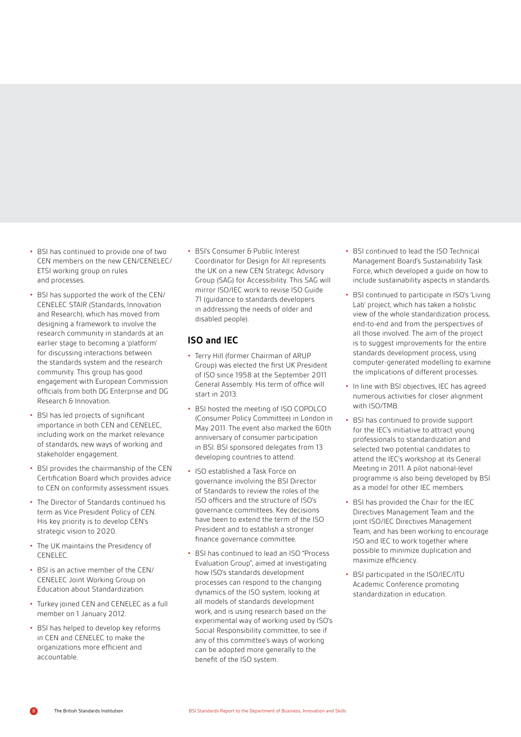- BSI has continued to provide one of two CEN members on the new CEN/CENELEC/ETSI working group on rules and processes.
- BSI has supported the work of the CEN/CENELEC STAIR (Standards, Innovation and Research), which has moved from designing a framework to involve the research community in standards at an earlier stage to becoming a 'platform' for discussing interactions between the standards system and the research community. This group has good engagement with European Commission officials from both DG Enterprise and DG Research & Innovation.
- BSI has led projects of significant importance in both CEN and CENELEC, including work on the market relevance of standards, new ways of working and stakeholder engagement.
- BSI provides the chairmanship of the CEN Certification Board which provides advice to CEN on conformity assessment issues.
- The Director of Standards continued his term as Vice President Policy of CEN. His key priority is to develop CEN's strategic vision to 2020.
- The UK maintains the Presidency of CENELEC.
- BSI is an active member of the CEN/CENELEC Joint Working Group on Education about Standardization.
- Turkey joined CEN and CENELEC as a full member on 1 January 2012.
- BSI has helped to develop key reforms in CEN and CENELEC to make the organizations more efficient and accountable.
- BSI's Consumer & Public Interest Coordinator for Design for All represents the UK on a new CEN Strategic Advisory Group (SAG) for Accessibility. This SAG will mirror ISO/IEC work to revise ISO Guide 71 (guidance to standards developers in addressing the needs of older and disabled people).

## ISO and IEC

- Terry Hill (former Chairman of ARUP Group) was elected the first UK President of ISO since 1958 at the September 2011 General Assembly. His term of office will start in 2013.
- BSI hosted the meeting of ISO COPOLCO (Consumer Policy Committee) in London in May 2011. The event also marked the 60th anniversary of consumer participation in BSI. BSI sponsored delegates from 13 developing countries to attend.
- ISO established a Task Force on governance involving the BSI Director of Standards to review the roles of the ISO officers and the structure of ISO's governance committees. Key decisions have been to extend the term of the ISO President and to establish a stronger finance governance committee.
- BSI has continued to lead an ISO "Process Evaluation Group", aimed at investigating how ISO's standards development processes can respond to the changing dynamics of the ISO system, looking at all models of standards development work, and is using research based on the experimental way of working used by ISO's Social Responsibility committee, to see if any of this committee's ways of working can be adopted more generally to the benefit of the ISO system.
- BSI continued to lead the ISO Technical Management Board's Sustainability Task Force, which developed a guide on how to include sustainability aspects in standards.
- BSI continued to participate in ISO's 'Living Lab' project, which has taken a holistic view of the whole standardization process, end-to-end and from the perspectives of all those involved. The aim of the project is to suggest improvements for the entire standards development process, using computer-generated modelling to examine the implications of different processes.
- In line with BSI objectives, IEC has agreed numerous activities for closer alignment with ISO/TMB.
- BSI has continued to provide support for the IEC's initiative to attract young professionals to standardization and selected two potential candidates to attend the IEC's workshop at its General Meeting in 2011. A pilot national-level programme is also being developed by BSI as a model for other IEC members.
- BSI has provided the Chair for the IEC Directives Management Team and the joint ISO/IEC Directives Management Team, and has been working to encourage ISO and IEC to work together where possible to minimize duplication and maximize efficiency.
- BSI participated in the ISO/IEC/ITU Academic Conference promoting standardization in education.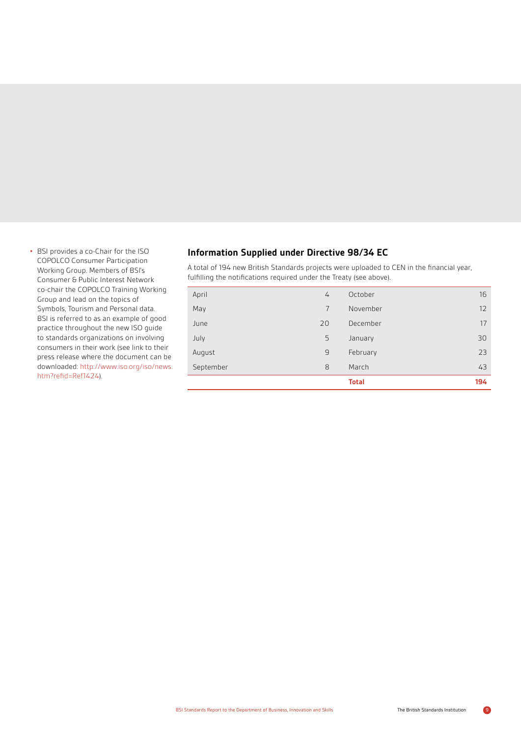- BSI provides a co-Chair for the ISO COPOLCO Consumer Participation Working Group. Members of BSI's Consumer & Public Interest Network co-chair the COPOLCO Training Working Group and lead on the topics of Symbols, Tourism and Personal data. BSI is referred to as an example of good practice throughout the new ISO guide to standards organizations on involving consumers in their work (see link to their press release where the document can be downloaded: http://www.iso.org/iso/news.htm?refid=Ref1424).

## Information Supplied under Directive 98/34 EC

A total of 194 new British Standards projects were uploaded to CEN in the financial year, fulfilling the notifications required under the Treaty (see above).

| | | | |
|---|---|---|---|
| April | 4 | October | 16 |
| May | 7 | November | 12 |
| June | 20 | December | 17 |
| July | 5 | January | 30 |
| August | 9 | February | 23 |
| September | 8 | March | 43 |
| | | **Total** | **194** |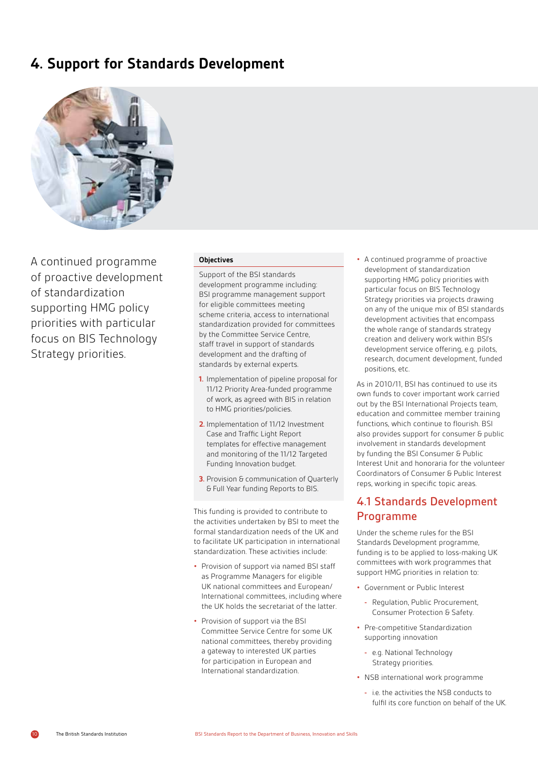# 4. Support for Standards Development

A continued programme of proactive development of standardization supporting HMG policy priorities with particular focus on BIS Technology Strategy priorities.

**Objectives**

Support of the BSI standards development programme including: BSI programme management support for eligible committees meeting scheme criteria, access to international standardization provided for committees by the Committee Service Centre, staff travel in support of standards development and the drafting of standards by external experts.

1. Implementation of pipeline proposal for 11/12 Priority Area-funded programme of work, as agreed with BIS in relation to HMG priorities/policies.
2. Implementation of 11/12 Investment Case and Traffic Light Report templates for effective management and monitoring of the 11/12 Targeted Funding Innovation budget.
3. Provision & communication of Quarterly & Full Year funding Reports to BIS.

This funding is provided to contribute to the activities undertaken by BSI to meet the formal standardization needs of the UK and to facilitate UK participation in international standardization. These activities include:

- Provision of support via named BSI staff as Programme Managers for eligible UK national committees and European/International committees, including where the UK holds the secretariat of the latter.
- Provision of support via the BSI Committee Service Centre for some UK national committees, thereby providing a gateway to interested UK parties for participation in European and International standardization.
- A continued programme of proactive development of standardization supporting HMG policy priorities with particular focus on BIS Technology Strategy priorities via projects drawing on any of the unique mix of BSI standards development activities that encompass the whole range of standards strategy creation and delivery work within BSI's development service offering, e.g. pilots, research, document development, funded positions, etc.

As in 2010/11, BSI has continued to use its own funds to cover important work carried out by the BSI International Projects team, education and committee member training functions, which continue to flourish. BSI also provides support for consumer & public involvement in standards development by funding the BSI Consumer & Public Interest Unit and honoraria for the volunteer Coordinators of Consumer & Public Interest reps, working in specific topic areas.

## 4.1 Standards Development Programme

Under the scheme rules for the BSI Standards Development programme, funding is to be applied to loss-making UK committees with work programmes that support HMG priorities in relation to:

- Government or Public Interest
  - Regulation, Public Procurement, Consumer Protection & Safety.
- Pre-competitive Standardization supporting innovation
  - e.g. National Technology Strategy priorities.
- NSB international work programme
  - i.e. the activities the NSB conducts to fulfil its core function on behalf of the UK.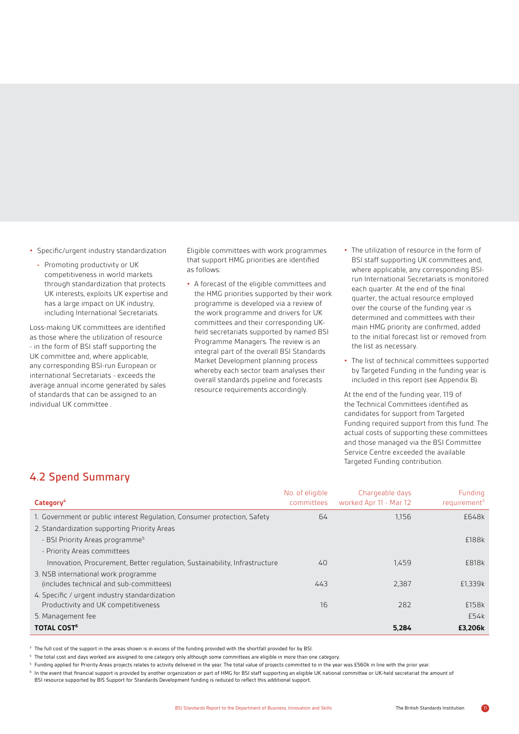- Specific/urgent industry standardization
  - Promoting productivity or UK competitiveness in world markets through standardization that protects UK interests, exploits UK expertise and has a large impact on UK industry, including International Secretariats.

Loss-making UK committees are identified as those where the utilization of resource - in the form of BSI staff supporting the UK committee and, where applicable, any corresponding BSI-run European or international Secretariats - exceeds the average annual income generated by sales of standards that can be assigned to an individual UK committee .

Eligible committees with work programmes that support HMG priorities are identified as follows:

- A forecast of the eligible committees and the HMG priorities supported by their work programme is developed via a review of the work programme and drivers for UK committees and their corresponding UK-held secretariats supported by named BSI Programme Managers. The review is an integral part of the overall BSI Standards Market Development planning process whereby each sector team analyses their overall standards pipeline and forecasts resource requirements accordingly.
- The utilization of resource in the form of BSI staff supporting UK committees and, where applicable, any corresponding BSI-run International Secretariats is monitored each quarter. At the end of the final quarter, the actual resource employed over the course of the funding year is determined and committees with their main HMG priority are confirmed, added to the initial forecast list or removed from the list as necessary.
- The list of technical committees supported by Targeted Funding in the funding year is included in this report (see Appendix B).

At the end of the funding year, 119 of the Technical Committees identified as candidates for support from Targeted Funding required support from this fund. The actual costs of supporting these committees and those managed via the BSI Committee Service Centre exceeded the available Targeted Funding contribution.

## 4.2 Spend Summary

| **Category**[4] | No. of eligible committees | Chargeable days worked Apr 11 - Mar 12 | Funding requirement[3] |
|---|---|---|---|
| 1. Government or public interest Regulation, Consumer protection, Safety | 64 | 1,156 | £648k |
| 2. Standardization supporting Priority Areas | | | |
| - BSI Priority Areas programme[5] | | | £188k |
| - Priority Areas committees | | | |
| Innovation, Procurement, Better regulation, Sustainability, Infrastructure | 40 | 1,459 | £818k |
| 3. NSB international work programme (includes technical and sub-committees) | 443 | 2,387 | £1,339k |
| 4. Specific / urgent industry standardization Productivity and UK competitiveness | 16 | 282 | £158k |
| 5. Management fee | | | £54k |
| **TOTAL COST**[6] | | **5,284** | **£3,206k** |

[3] The full cost of the support in the areas shown is in excess of the funding provided with the shortfall provided for by BSI.

[4] The total cost and days worked are assigned to one category only although some committees are eligible in more than one category.

[5] Funding applied for Priority Areas projects relates to activity delivered in the year. The total value of projects committed to in the year was £560k in line with the prior year.

[6] In the event that financial support is provided by another organization or part of HMG for BSI staff supporting an eligible UK national committee or UK-held secretariat the amount of BSI resource supported by BIS Support for Standards Development funding is reduced to reflect this additional support.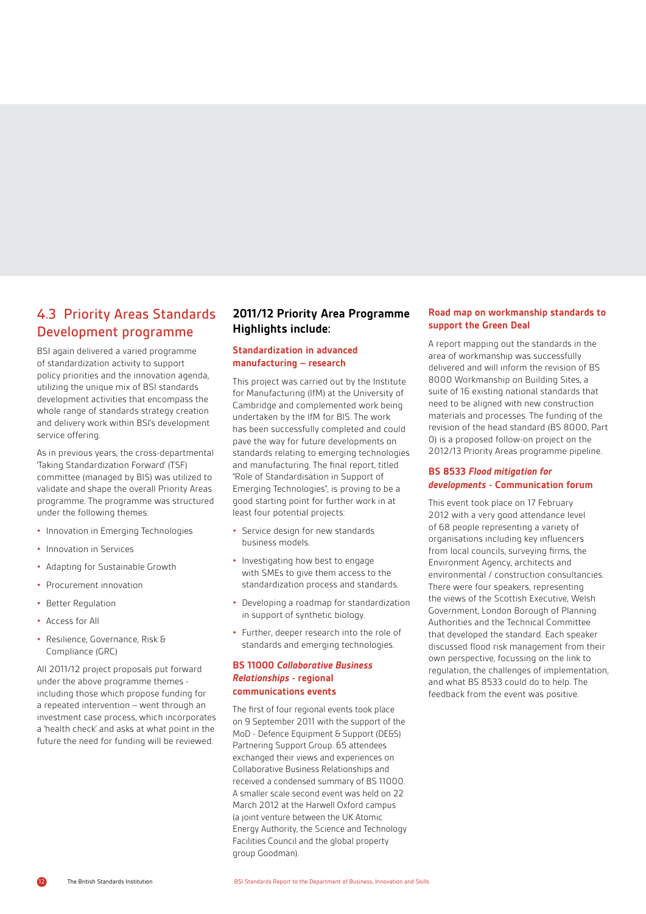## 4.3 Priority Areas Standards Development programme

BSI again delivered a varied programme of standardization activity to support policy priorities and the innovation agenda, utilizing the unique mix of BSI standards development activities that encompass the whole range of standards strategy creation and delivery work within BSI's development service offering.

As in previous years, the cross-departmental 'Taking Standardization Forward' (TSF) committee (managed by BIS) was utilized to validate and shape the overall Priority Areas programme. The programme was structured under the following themes:

- Innovation in Emerging Technologies
- Innovation in Services
- Adapting for Sustainable Growth
- Procurement innovation
- Better Regulation
- Access for All
- Resilience, Governance, Risk & Compliance (GRC)

All 2011/12 project proposals put forward under the above programme themes - including those which propose funding for a repeated intervention – went through an investment case process, which incorporates a 'health check' and asks at what point in the future the need for funding will be reviewed.

### 2011/12 Priority Area Programme Highlights include:

#### Standardization in advanced manufacturing – research

This project was carried out by the Institute for Manufacturing (IfM) at the University of Cambridge and complemented work being undertaken by the IfM for BIS. The work has been successfully completed and could pave the way for future developments on standards relating to emerging technologies and manufacturing. The final report, titled "Role of Standardisation in Support of Emerging Technologies", is proving to be a good starting point for further work in at least four potential projects:

- Service design for new standards business models.
- Investigating how best to engage with SMEs to give them access to the standardization process and standards.
- Developing a roadmap for standardization in support of synthetic biology.
- Further, deeper research into the role of standards and emerging technologies.

#### BS 11000 *Collaborative Business Relationships* - regional communications events

The first of four regional events took place on 9 September 2011 with the support of the MoD - Defence Equipment & Support (DE&S) Partnering Support Group. 65 attendees exchanged their views and experiences on Collaborative Business Relationships and received a condensed summary of BS 11000. A smaller scale second event was held on 22 March 2012 at the Harwell Oxford campus (a joint venture between the UK Atomic Energy Authority, the Science and Technology Facilities Council and the global property group Goodman).

#### Road map on workmanship standards to support the Green Deal

A report mapping out the standards in the area of workmanship was successfully delivered and will inform the revision of BS 8000 Workmanship on Building Sites, a suite of 16 existing national standards that need to be aligned with new construction materials and processes. The funding of the revision of the head standard (BS 8000, Part 0) is a proposed follow-on project on the 2012/13 Priority Areas programme pipeline.

#### BS 8533 *Flood mitigation for developments* - Communication forum

This event took place on 17 February 2012 with a very good attendance level of 68 people representing a variety of organisations including key influencers from local councils, surveying firms, the Environment Agency, architects and environmental / construction consultancies. There were four speakers, representing the views of the Scottish Executive, Welsh Government, London Borough of Planning Authorities and the Technical Committee that developed the standard. Each speaker discussed flood risk management from their own perspective, focussing on the link to regulation, the challenges of implementation, and what BS 8533 could do to help. The feedback from the event was positive.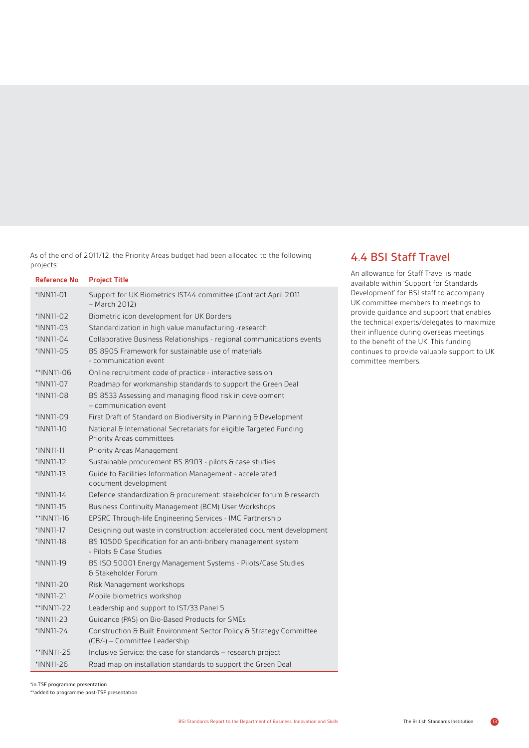As of the end of 2011/12, the Priority Areas budget had been allocated to the following projects:

| Reference No | Project Title |
|---|---|
| *INN11-01 | Support for UK Biometrics IST44 committee (Contract April 2011 – March 2012) |
| *INN11-02 | Biometric icon development for UK Borders |
| *INN11-03 | Standardization in high value manufacturing -research |
| *INN11-04 | Collaborative Business Relationships - regional communications events |
| *INN11-05 | BS 8905 Framework for sustainable use of materials - communication event |
| **INN11-06 | Online recruitment code of practice - interactive session |
| *INN11-07 | Roadmap for workmanship standards to support the Green Deal |
| *INN11-08 | BS 8533 Assessing and managing flood risk in development – communication event |
| *INN11-09 | First Draft of Standard on Biodiversity in Planning & Development |
| *INN11-10 | National & International Secretariats for eligible Targeted Funding Priority Areas committees |
| *INN11-11 | Priority Areas Management |
| *INN11-12 | Sustainable procurement BS 8903 - pilots & case studies |
| *INN11-13 | Guide to Facilities Information Management - accelerated document development |
| *INN11-14 | Defence standardization & procurement: stakeholder forum & research |
| *INN11-15 | Business Continuity Management (BCM) User Workshops |
| **INN11-16 | EPSRC Through-life Engineering Services - IMC Partnership |
| *INN11-17 | Designing out waste in construction: accelerated document development |
| *INN11-18 | BS 10500 Specification for an anti-bribery management system - Pilots & Case Studies |
| *INN11-19 | BS ISO 50001 Energy Management Systems - Pilots/Case Studies & Stakeholder Forum |
| *INN11-20 | Risk Management workshops |
| *INN11-21 | Mobile biometrics workshop |
| **INN11-22 | Leadership and support to IST/33 Panel 5 |
| *INN11-23 | Guidance (PAS) on Bio-Based Products for SMEs |
| *INN11-24 | Construction & Built Environment Sector Policy & Strategy Committee (CB/-) – Committee Leadership |
| **INN11-25 | Inclusive Service: the case for standards – research project |
| *INN11-26 | Road map on installation standards to support the Green Deal |

*in TSF programme presentation
**added to programme post-TSF presentation

## 4.4 BSI Staff Travel

An allowance for Staff Travel is made available within 'Support for Standards Development' for BSI staff to accompany UK committee members to meetings to provide guidance and support that enables the technical experts/delegates to maximize their influence during overseas meetings to the benefit of the UK. This funding continues to provide valuable support to UK committee members.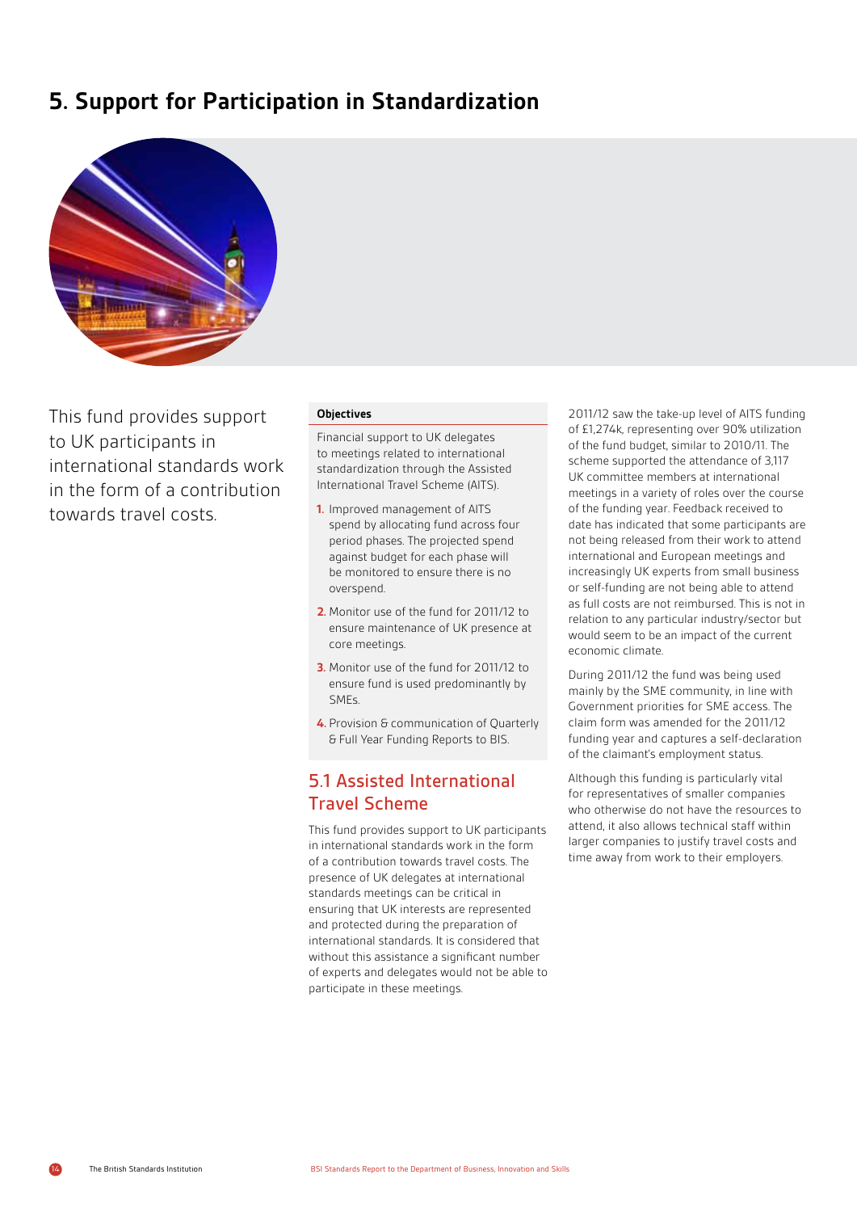# 5. Support for Participation in Standardization

This fund provides support to UK participants in international standards work in the form of a contribution towards travel costs.

**Objectives**

Financial support to UK delegates to meetings related to international standardization through the Assisted International Travel Scheme (AITS).

1. Improved management of AITS spend by allocating fund across four period phases. The projected spend against budget for each phase will be monitored to ensure there is no overspend.
2. Monitor use of the fund for 2011/12 to ensure maintenance of UK presence at core meetings.
3. Monitor use of the fund for 2011/12 to ensure fund is used predominantly by SMEs.
4. Provision & communication of Quarterly & Full Year Funding Reports to BIS.

## 5.1 Assisted International Travel Scheme

This fund provides support to UK participants in international standards work in the form of a contribution towards travel costs. The presence of UK delegates at international standards meetings can be critical in ensuring that UK interests are represented and protected during the preparation of international standards. It is considered that without this assistance a significant number of experts and delegates would not be able to participate in these meetings.

2011/12 saw the take-up level of AITS funding of £1,274k, representing over 90% utilization of the fund budget, similar to 2010/11. The scheme supported the attendance of 3,117 UK committee members at international meetings in a variety of roles over the course of the funding year. Feedback received to date has indicated that some participants are not being released from their work to attend international and European meetings and increasingly UK experts from small business or self-funding are not being able to attend as full costs are not reimbursed. This is not in relation to any particular industry/sector but would seem to be an impact of the current economic climate.

During 2011/12 the fund was being used mainly by the SME community, in line with Government priorities for SME access. The claim form was amended for the 2011/12 funding year and captures a self-declaration of the claimant's employment status.

Although this funding is particularly vital for representatives of smaller companies who otherwise do not have the resources to attend, it also allows technical staff within larger companies to justify travel costs and time away from work to their employers.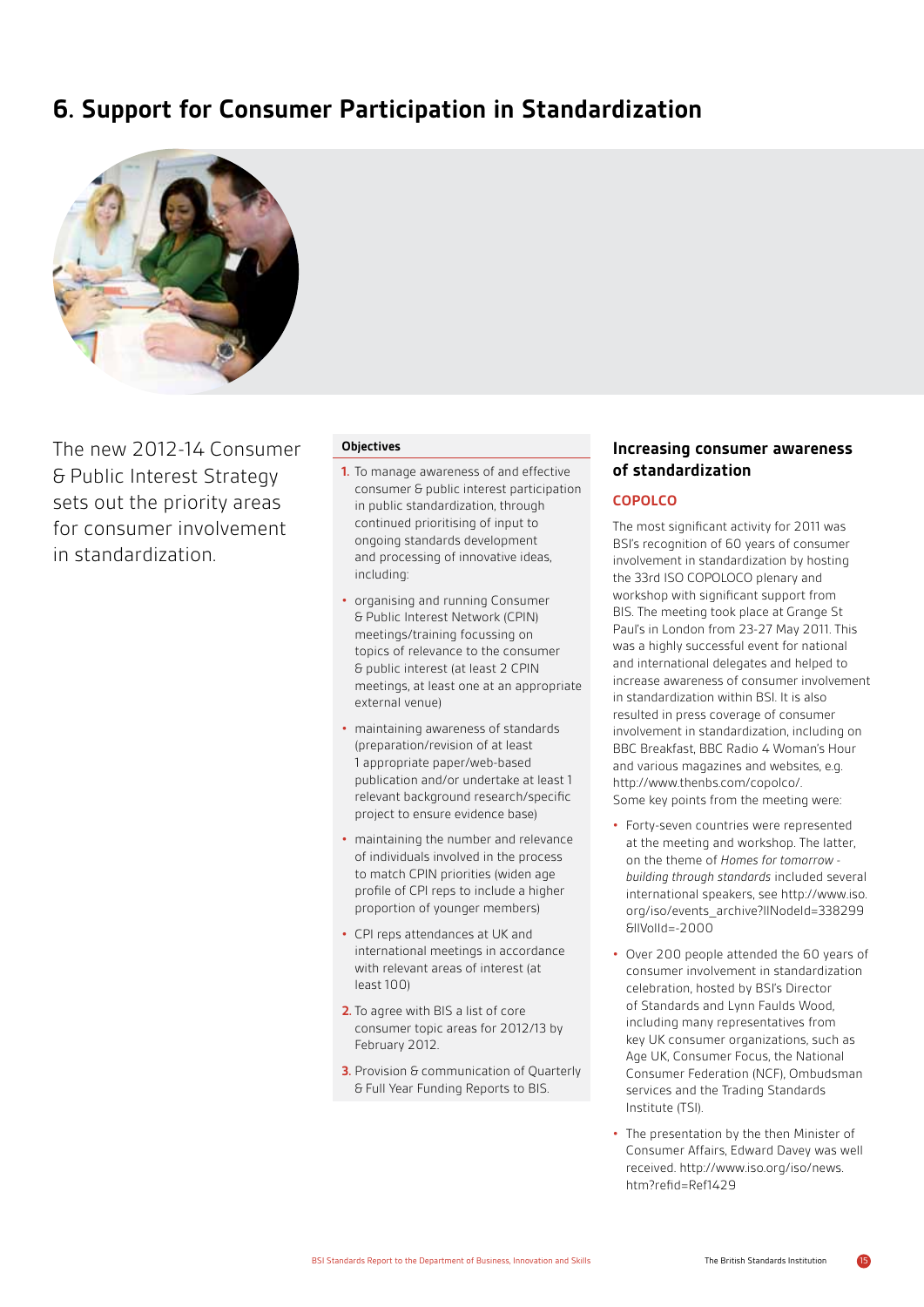# 6. Support for Consumer Participation in Standardization

The new 2012-14 Consumer & Public Interest Strategy sets out the priority areas for consumer involvement in standardization.

**Objectives**

1. To manage awareness of and effective consumer & public interest participation in public standardization, through continued prioritising of input to ongoing standards development and processing of innovative ideas, including:

- organising and running Consumer & Public Interest Network (CPIN) meetings/training focussing on topics of relevance to the consumer & public interest (at least 2 CPIN meetings, at least one at an appropriate external venue)
- maintaining awareness of standards (preparation/revision of at least 1 appropriate paper/web-based publication and/or undertake at least 1 relevant background research/specific project to ensure evidence base)
- maintaining the number and relevance of individuals involved in the process to match CPIN priorities (widen age profile of CPI reps to include a higher proportion of younger members)
- CPI reps attendances at UK and international meetings in accordance with relevant areas of interest (at least 100)

2. To agree with BIS a list of core consumer topic areas for 2012/13 by February 2012.

3. Provision & communication of Quarterly & Full Year Funding Reports to BIS.

## Increasing consumer awareness of standardization

### COPOLCO

The most significant activity for 2011 was BSI's recognition of 60 years of consumer involvement in standardization by hosting the 33rd ISO COPOLOCO plenary and workshop with significant support from BIS. The meeting took place at Grange St Paul's in London from 23-27 May 2011. This was a highly successful event for national and international delegates and helped to increase awareness of consumer involvement in standardization within BSI. It is also resulted in press coverage of consumer involvement in standardization, including on BBC Breakfast, BBC Radio 4 Woman's Hour and various magazines and websites, e.g. http://www.thenbs.com/copolco/. Some key points from the meeting were:

- Forty-seven countries were represented at the meeting and workshop. The latter, on the theme of *Homes for tomorrow - building through standards* included several international speakers, see http://www.iso.org/iso/events_archive?llNodeId=338299&llVolId=-2000
- Over 200 people attended the 60 years of consumer involvement in standardization celebration, hosted by BSI's Director of Standards and Lynn Faulds Wood, including many representatives from key UK consumer organizations, such as Age UK, Consumer Focus, the National Consumer Federation (NCF), Ombudsman services and the Trading Standards Institute (TSI).
- The presentation by the then Minister of Consumer Affairs, Edward Davey was well received. http://www.iso.org/iso/news.htm?refid=Ref1429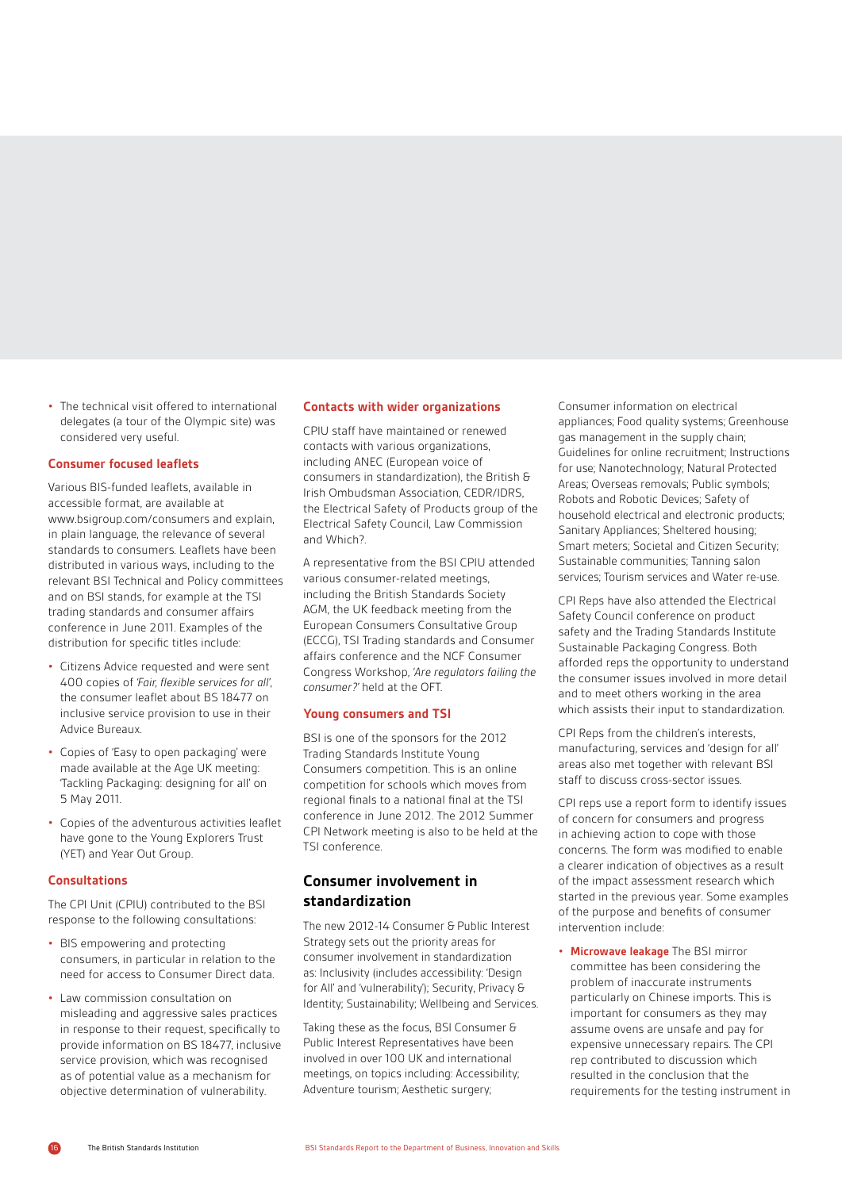- The technical visit offered to international delegates (a tour of the Olympic site) was considered very useful.

### Consumer focused leaflets

Various BIS-funded leaflets, available in accessible format, are available at www.bsigroup.com/consumers and explain, in plain language, the relevance of several standards to consumers. Leaflets have been distributed in various ways, including to the relevant BSI Technical and Policy committees and on BSI stands, for example at the TSI trading standards and consumer affairs conference in June 2011. Examples of the distribution for specific titles include:

- Citizens Advice requested and were sent 400 copies of *'Fair, flexible services for all'*, the consumer leaflet about BS 18477 on inclusive service provision to use in their Advice Bureaux.
- Copies of 'Easy to open packaging' were made available at the Age UK meeting: 'Tackling Packaging: designing for all' on 5 May 2011.
- Copies of the adventurous activities leaflet have gone to the Young Explorers Trust (YET) and Year Out Group.

### Consultations

The CPI Unit (CPIU) contributed to the BSI response to the following consultations:

- BIS empowering and protecting consumers, in particular in relation to the need for access to Consumer Direct data.
- Law commission consultation on misleading and aggressive sales practices in response to their request, specifically to provide information on BS 18477, inclusive service provision, which was recognised as of potential value as a mechanism for objective determination of vulnerability.

### Contacts with wider organizations

CPIU staff have maintained or renewed contacts with various organizations, including ANEC (European voice of consumers in standardization), the British & Irish Ombudsman Association, CEDR/IDRS, the Electrical Safety of Products group of the Electrical Safety Council, Law Commission and Which?.

A representative from the BSI CPIU attended various consumer-related meetings, including the British Standards Society AGM, the UK feedback meeting from the European Consumers Consultative Group (ECCG), TSI Trading standards and Consumer affairs conference and the NCF Consumer Congress Workshop, *'Are regulators failing the consumer?'* held at the OFT.

### Young consumers and TSI

BSI is one of the sponsors for the 2012 Trading Standards Institute Young Consumers competition. This is an online competition for schools which moves from regional finals to a national final at the TSI conference in June 2012. The 2012 Summer CPI Network meeting is also to be held at the TSI conference.

## Consumer involvement in standardization

The new 2012-14 Consumer & Public Interest Strategy sets out the priority areas for consumer involvement in standardization as: Inclusivity (includes accessibility: 'Design for All' and 'vulnerability'); Security, Privacy & Identity; Sustainability; Wellbeing and Services.

Taking these as the focus, BSI Consumer & Public Interest Representatives have been involved in over 100 UK and international meetings, on topics including: Accessibility; Adventure tourism; Aesthetic surgery; Consumer information on electrical appliances; Food quality systems; Greenhouse gas management in the supply chain; Guidelines for online recruitment; Instructions for use; Nanotechnology; Natural Protected Areas; Overseas removals; Public symbols; Robots and Robotic Devices; Safety of household electrical and electronic products; Sanitary Appliances; Sheltered housing; Smart meters; Societal and Citizen Security; Sustainable communities; Tanning salon services; Tourism services and Water re-use.

CPI Reps have also attended the Electrical Safety Council conference on product safety and the Trading Standards Institute Sustainable Packaging Congress. Both afforded reps the opportunity to understand the consumer issues involved in more detail and to meet others working in the area which assists their input to standardization.

CPI Reps from the children's interests, manufacturing, services and 'design for all' areas also met together with relevant BSI staff to discuss cross-sector issues.

CPI reps use a report form to identify issues of concern for consumers and progress in achieving action to cope with those concerns. The form was modified to enable a clearer indication of objectives as a result of the impact assessment research which started in the previous year. Some examples of the purpose and benefits of consumer intervention include:

- **Microwave leakage** The BSI mirror committee has been considering the problem of inaccurate instruments particularly on Chinese imports. This is important for consumers as they may assume ovens are unsafe and pay for expensive unnecessary repairs. The CPI rep contributed to discussion which resulted in the conclusion that the requirements for the testing instrument in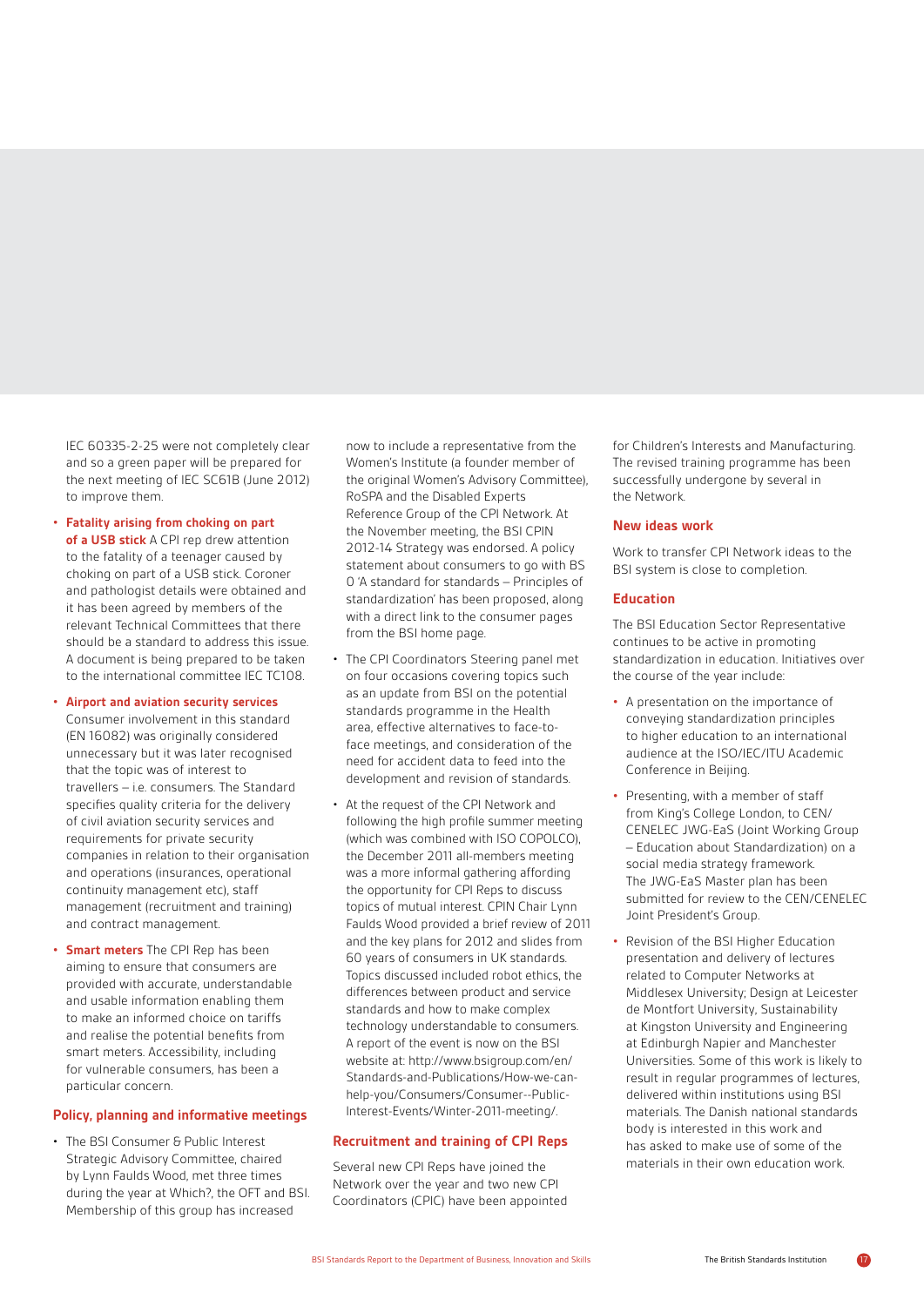IEC 60335-2-25 were not completely clear and so a green paper will be prepared for the next meeting of IEC SC61B (June 2012) to improve them.

- **Fatality arising from choking on part of a USB stick** A CPI rep drew attention to the fatality of a teenager caused by choking on part of a USB stick. Coroner and pathologist details were obtained and it has been agreed by members of the relevant Technical Committees that there should be a standard to address this issue. A document is being prepared to be taken to the international committee IEC TC108.
- **Airport and aviation security services** Consumer involvement in this standard (EN 16082) was originally considered unnecessary but it was later recognised that the topic was of interest to travellers – i.e. consumers. The Standard specifies quality criteria for the delivery of civil aviation security services and requirements for private security companies in relation to their organisation and operations (insurances, operational continuity management etc), staff management (recruitment and training) and contract management.
- **Smart meters** The CPI Rep has been aiming to ensure that consumers are provided with accurate, understandable and usable information enabling them to make an informed choice on tariffs and realise the potential benefits from smart meters. Accessibility, including for vulnerable consumers, has been a particular concern.

### Policy, planning and informative meetings

- The BSI Consumer & Public Interest Strategic Advisory Committee, chaired by Lynn Faulds Wood, met three times during the year at Which?, the OFT and BSI. Membership of this group has increased now to include a representative from the Women's Institute (a founder member of the original Women's Advisory Committee), RoSPA and the Disabled Experts Reference Group of the CPI Network. At the November meeting, the BSI CPIN 2012-14 Strategy was endorsed. A policy statement about consumers to go with BS 0 'A standard for standards – Principles of standardization' has been proposed, along with a direct link to the consumer pages from the BSI home page.
- The CPI Coordinators Steering panel met on four occasions covering topics such as an update from BSI on the potential standards programme in the Health area, effective alternatives to face-to-face meetings, and consideration of the need for accident data to feed into the development and revision of standards.
- At the request of the CPI Network and following the high profile summer meeting (which was combined with ISO COPOLCO), the December 2011 all-members meeting was a more informal gathering affording the opportunity for CPI Reps to discuss topics of mutual interest. CPIN Chair Lynn Faulds Wood provided a brief review of 2011 and the key plans for 2012 and slides from 60 years of consumers in UK standards. Topics discussed included robot ethics, the differences between product and service standards and how to make complex technology understandable to consumers. A report of the event is now on the BSI website at: http://www.bsigroup.com/en/Standards-and-Publications/How-we-can-help-you/Consumers/Consumer--Public-Interest-Events/Winter-2011-meeting/.

### Recruitment and training of CPI Reps

Several new CPI Reps have joined the Network over the year and two new CPI Coordinators (CPIC) have been appointed for Children's Interests and Manufacturing. The revised training programme has been successfully undergone by several in the Network.

### New ideas work

Work to transfer CPI Network ideas to the BSI system is close to completion.

### Education

The BSI Education Sector Representative continues to be active in promoting standardization in education. Initiatives over the course of the year include:

- A presentation on the importance of conveying standardization principles to higher education to an international audience at the ISO/IEC/ITU Academic Conference in Beijing.
- Presenting, with a member of staff from King's College London, to CEN/CENELEC JWG-EaS (Joint Working Group – Education about Standardization) on a social media strategy framework. The JWG-EaS Master plan has been submitted for review to the CEN/CENELEC Joint President's Group.
- Revision of the BSI Higher Education presentation and delivery of lectures related to Computer Networks at Middlesex University; Design at Leicester de Montfort University, Sustainability at Kingston University and Engineering at Edinburgh Napier and Manchester Universities. Some of this work is likely to result in regular programmes of lectures, delivered within institutions using BSI materials. The Danish national standards body is interested in this work and has asked to make use of some of the materials in their own education work.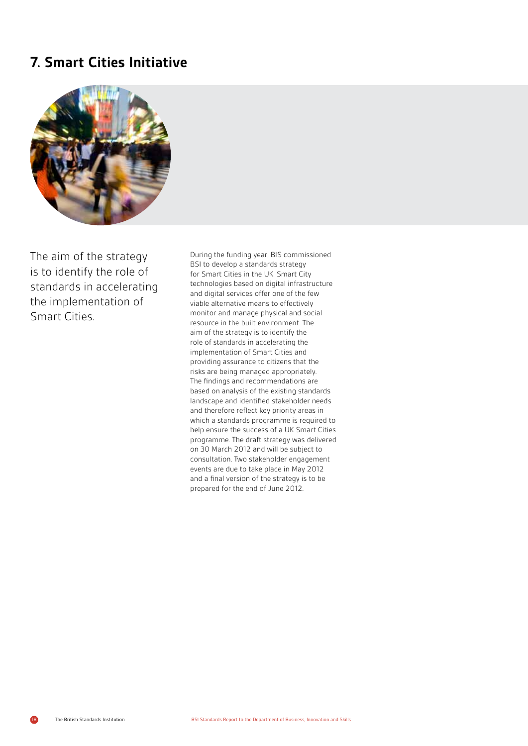## 7. Smart Cities Initiative

The aim of the strategy is to identify the role of standards in accelerating the implementation of Smart Cities.

During the funding year, BIS commissioned BSI to develop a standards strategy for Smart Cities in the UK. Smart City technologies based on digital infrastructure and digital services offer one of the few viable alternative means to effectively monitor and manage physical and social resource in the built environment. The aim of the strategy is to identify the role of standards in accelerating the implementation of Smart Cities and providing assurance to citizens that the risks are being managed appropriately. The findings and recommendations are based on analysis of the existing standards landscape and identified stakeholder needs and therefore reflect key priority areas in which a standards programme is required to help ensure the success of a UK Smart Cities programme. The draft strategy was delivered on 30 March 2012 and will be subject to consultation. Two stakeholder engagement events are due to take place in May 2012 and a final version of the strategy is to be prepared for the end of June 2012.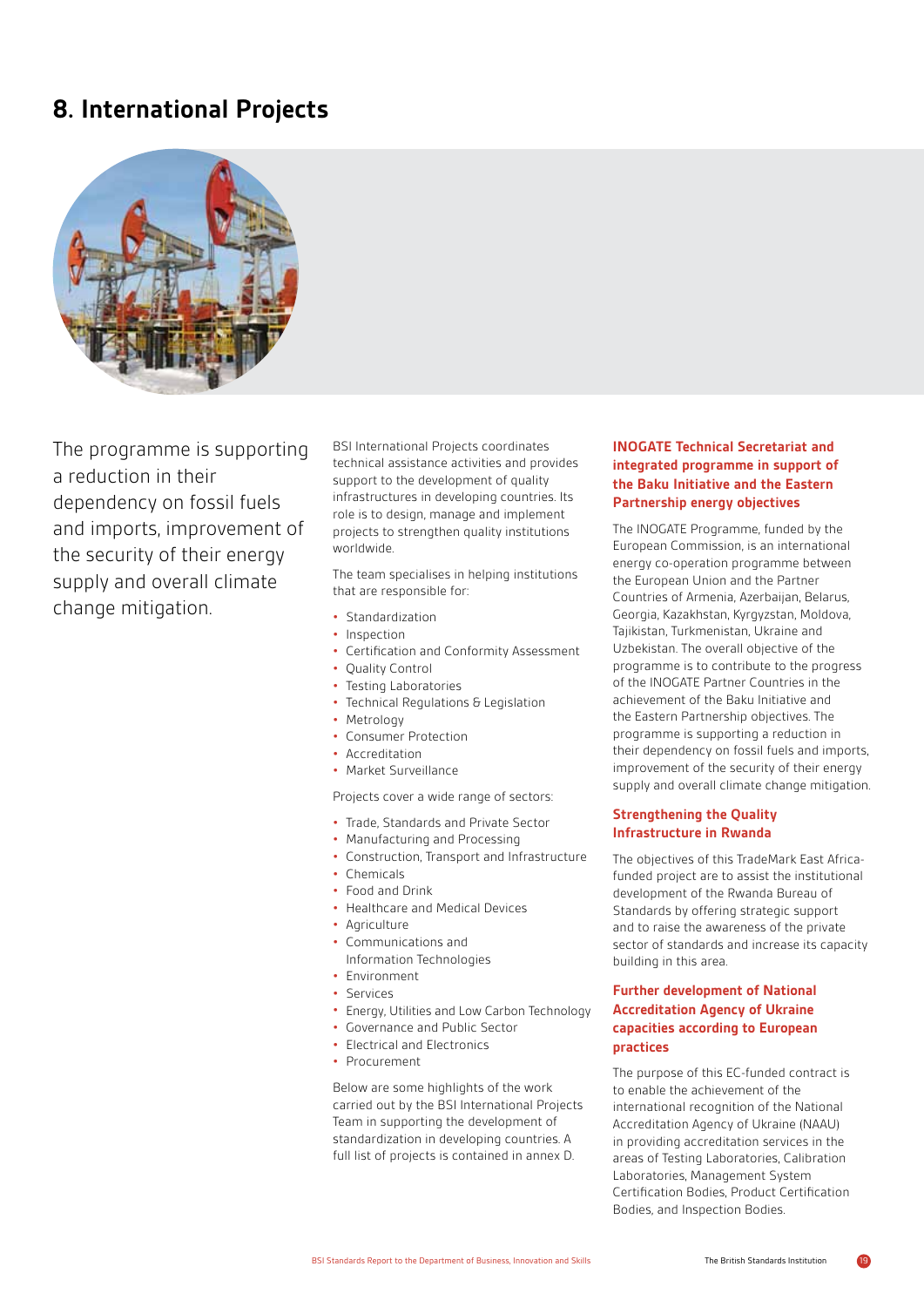# 8. International Projects

The programme is supporting a reduction in their dependency on fossil fuels and imports, improvement of the security of their energy supply and overall climate change mitigation.

BSI International Projects coordinates technical assistance activities and provides support to the development of quality infrastructures in developing countries. Its role is to design, manage and implement projects to strengthen quality institutions worldwide.

The team specialises in helping institutions that are responsible for:

- Standardization
- Inspection
- Certification and Conformity Assessment
- Quality Control
- Testing Laboratories
- Technical Regulations & Legislation
- Metrology
- Consumer Protection
- Accreditation
- Market Surveillance

Projects cover a wide range of sectors:

- Trade, Standards and Private Sector
- Manufacturing and Processing
- Construction, Transport and Infrastructure
- Chemicals
- Food and Drink
- Healthcare and Medical Devices
- Agriculture
- Communications and Information Technologies
- Environment
- Services
- Energy, Utilities and Low Carbon Technology
- Governance and Public Sector
- Electrical and Electronics
- Procurement

Below are some highlights of the work carried out by the BSI International Projects Team in supporting the development of standardization in developing countries. A full list of projects is contained in annex D.

### INOGATE Technical Secretariat and integrated programme in support of the Baku Initiative and the Eastern Partnership energy objectives

The INOGATE Programme, funded by the European Commission, is an international energy co-operation programme between the European Union and the Partner Countries of Armenia, Azerbaijan, Belarus, Georgia, Kazakhstan, Kyrgyzstan, Moldova, Tajikistan, Turkmenistan, Ukraine and Uzbekistan. The overall objective of the programme is to contribute to the progress of the INOGATE Partner Countries in the achievement of the Baku Initiative and the Eastern Partnership objectives. The programme is supporting a reduction in their dependency on fossil fuels and imports, improvement of the security of their energy supply and overall climate change mitigation.

### Strengthening the Quality Infrastructure in Rwanda

The objectives of this TradeMark East Africa-funded project are to assist the institutional development of the Rwanda Bureau of Standards by offering strategic support and to raise the awareness of the private sector of standards and increase its capacity building in this area.

### Further development of National Accreditation Agency of Ukraine capacities according to European practices

The purpose of this EC-funded contract is to enable the achievement of the international recognition of the National Accreditation Agency of Ukraine (NAAU) in providing accreditation services in the areas of Testing Laboratories, Calibration Laboratories, Management System Certification Bodies, Product Certification Bodies, and Inspection Bodies.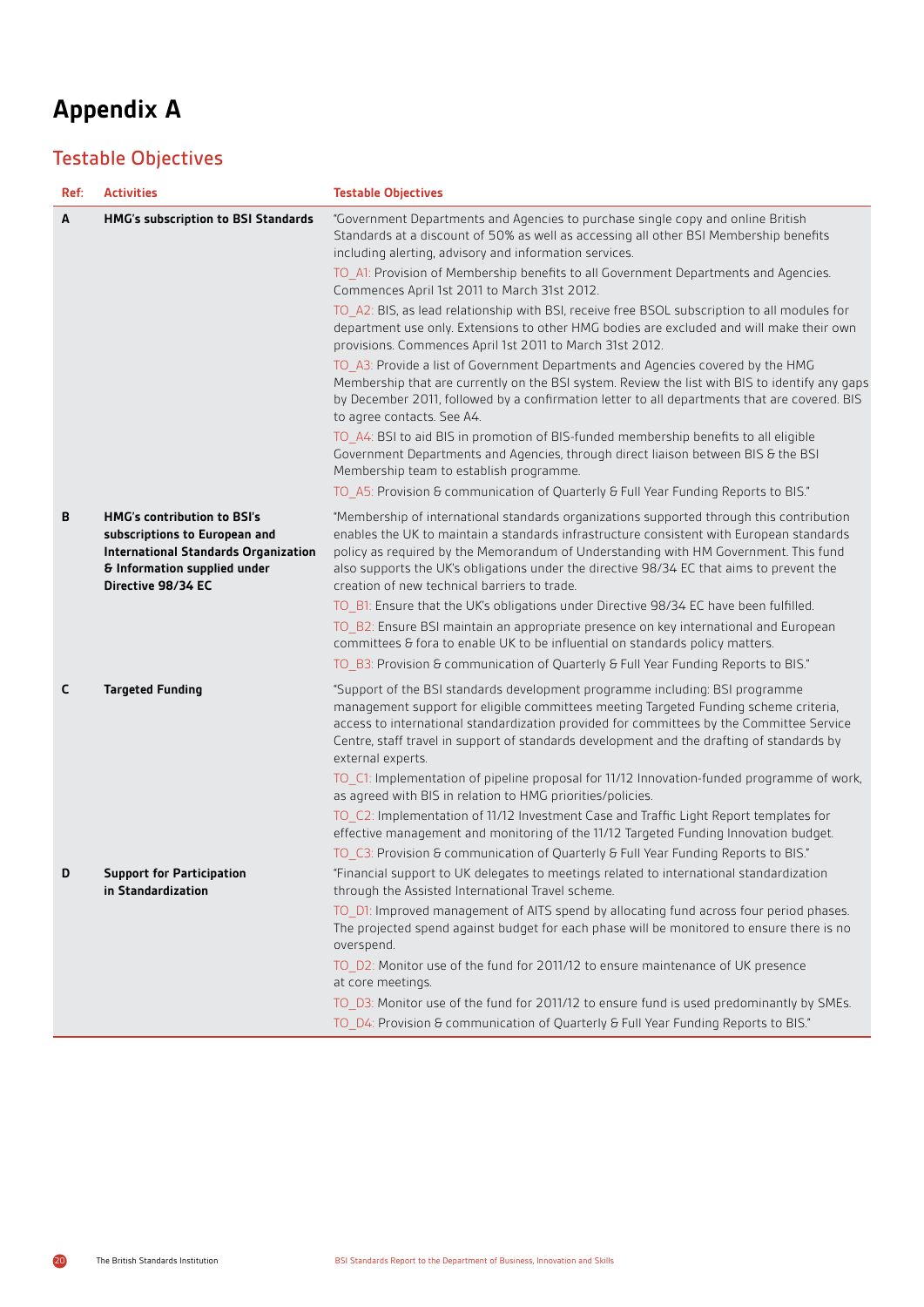# Appendix A

## Testable Objectives

| Ref: | Activities | Testable Objectives |
|---|---|---|
| **A** | **HMG's subscription to BSI Standards** | "Government Departments and Agencies to purchase single copy and online British Standards at a discount of 50% as well as accessing all other BSI Membership benefits including alerting, advisory and information services.<br><br>TO_A1: Provision of Membership benefits to all Government Departments and Agencies. Commences April 1st 2011 to March 31st 2012.<br><br>TO_A2: BIS, as lead relationship with BSI, receive free BSOL subscription to all modules for department use only. Extensions to other HMG bodies are excluded and will make their own provisions. Commences April 1st 2011 to March 31st 2012.<br><br>TO_A3: Provide a list of Government Departments and Agencies covered by the HMG Membership that are currently on the BSI system. Review the list with BIS to identify any gaps by December 2011, followed by a confirmation letter to all departments that are covered. BIS to agree contacts. See A4.<br><br>TO_A4: BSI to aid BIS in promotion of BIS-funded membership benefits to all eligible Government Departments and Agencies, through direct liaison between BIS & the BSI Membership team to establish programme.<br><br>TO_A5: Provision & communication of Quarterly & Full Year Funding Reports to BIS." |
| **B** | **HMG's contribution to BSI's subscriptions to European and International Standards Organization & Information supplied under Directive 98/34 EC** | "Membership of international standards organizations supported through this contribution enables the UK to maintain a standards infrastructure consistent with European standards policy as required by the Memorandum of Understanding with HM Government. This fund also supports the UK's obligations under the directive 98/34 EC that aims to prevent the creation of new technical barriers to trade.<br><br>TO_B1: Ensure that the UK's obligations under Directive 98/34 EC have been fulfilled.<br><br>TO_B2: Ensure BSI maintain an appropriate presence on key international and European committees & fora to enable UK to be influential on standards policy matters.<br><br>TO_B3: Provision & communication of Quarterly & Full Year Funding Reports to BIS." |
| **C** | **Targeted Funding** | "Support of the BSI standards development programme including: BSI programme management support for eligible committees meeting Targeted Funding scheme criteria, access to international standardization provided for committees by the Committee Service Centre, staff travel in support of standards development and the drafting of standards by external experts.<br><br>TO_C1: Implementation of pipeline proposal for 11/12 Innovation-funded programme of work, as agreed with BIS in relation to HMG priorities/policies.<br><br>TO_C2: Implementation of 11/12 Investment Case and Traffic Light Report templates for effective management and monitoring of the 11/12 Targeted Funding Innovation budget.<br><br>TO_C3: Provision & communication of Quarterly & Full Year Funding Reports to BIS." |
| **D** | **Support for Participation in Standardization** | "Financial support to UK delegates to meetings related to international standardization through the Assisted International Travel scheme.<br><br>TO_D1: Improved management of AITS spend by allocating fund across four period phases. The projected spend against budget for each phase will be monitored to ensure there is no overspend.<br><br>TO_D2: Monitor use of the fund for 2011/12 to ensure maintenance of UK presence at core meetings.<br><br>TO_D3: Monitor use of the fund for 2011/12 to ensure fund is used predominantly by SMEs.<br><br>TO_D4: Provision & communication of Quarterly & Full Year Funding Reports to BIS." |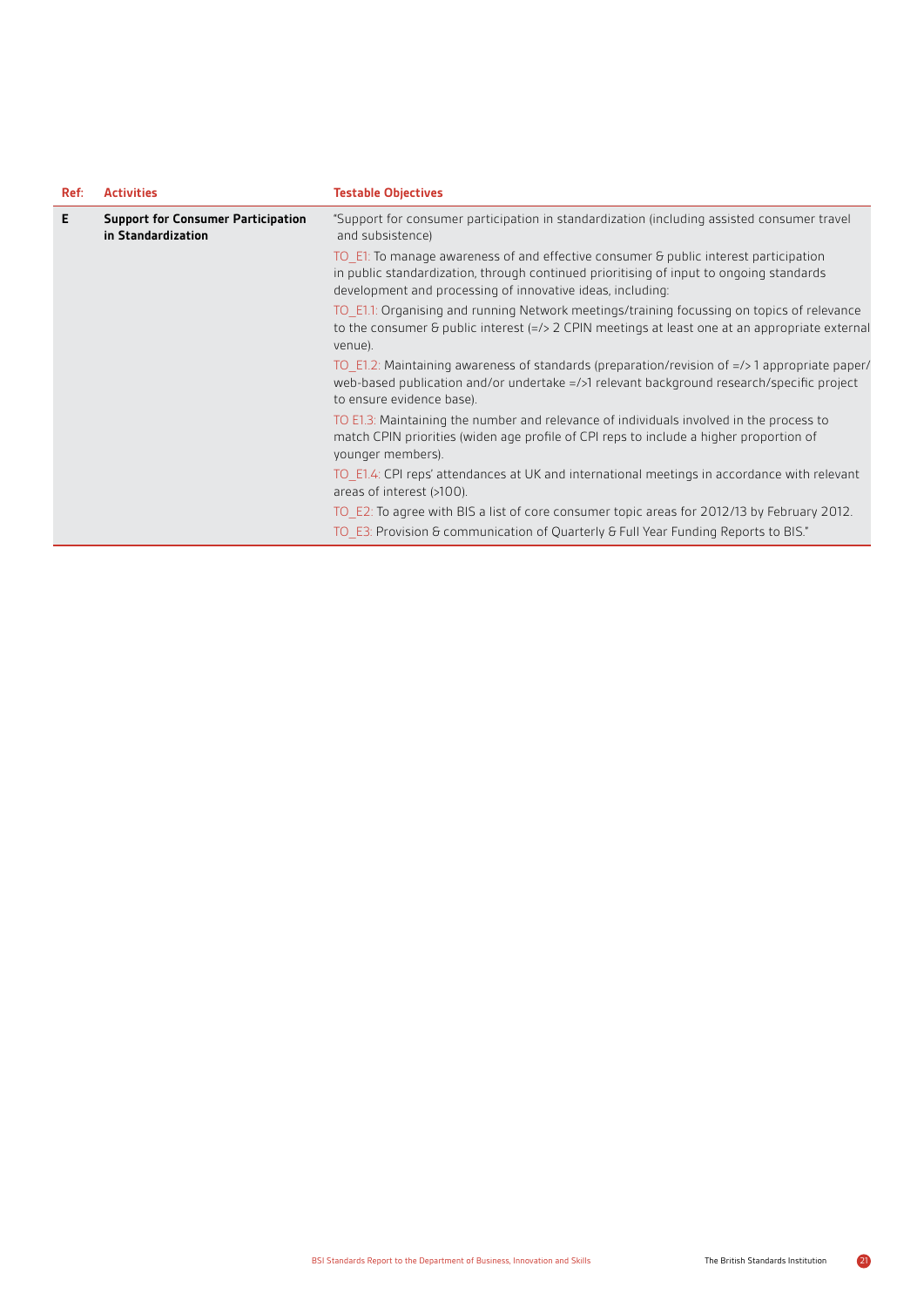| Ref: | Activities | Testable Objectives |
|---|---|---|
| E | **Support for Consumer Participation in Standardization** | "Support for consumer participation in standardization (including assisted consumer travel and subsistence)<br><br>TO_E1: To manage awareness of and effective consumer & public interest participation in public standardization, through continued prioritising of input to ongoing standards development and processing of innovative ideas, including:<br><br>TO_E1.1: Organising and running Network meetings/training focussing on topics of relevance to the consumer & public interest (=/> 2 CPIN meetings at least one at an appropriate external venue).<br><br>TO_E1.2: Maintaining awareness of standards (preparation/revision of =/> 1 appropriate paper/web-based publication and/or undertake =/>1 relevant background research/specific project to ensure evidence base).<br><br>TO E1.3: Maintaining the number and relevance of individuals involved in the process to match CPIN priorities (widen age profile of CPI reps to include a higher proportion of younger members).<br><br>TO_E1.4: CPI reps' attendances at UK and international meetings in accordance with relevant areas of interest (>100).<br><br>TO_E2: To agree with BIS a list of core consumer topic areas for 2012/13 by February 2012.<br><br>TO_E3: Provision & communication of Quarterly & Full Year Funding Reports to BIS." |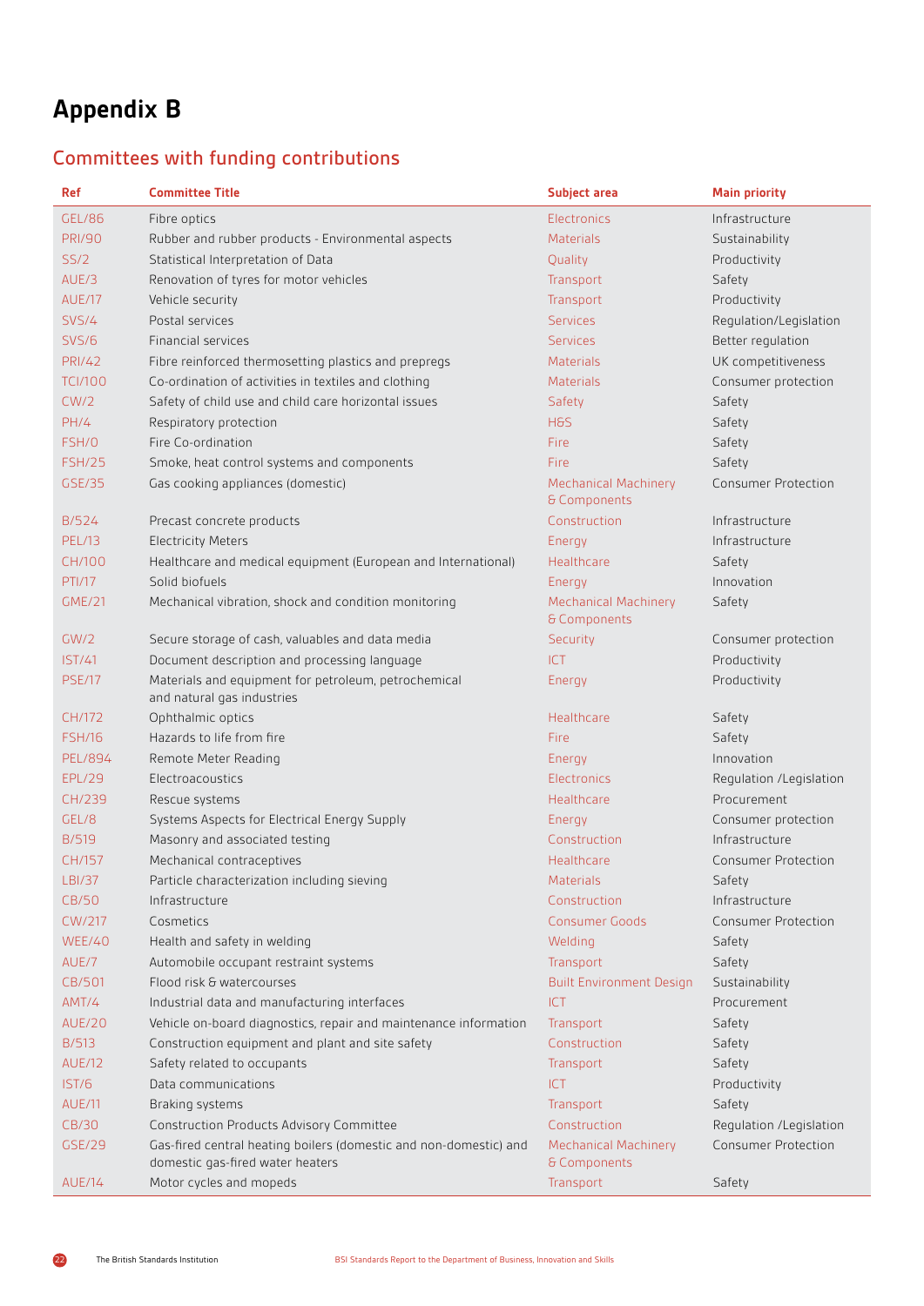# Appendix B

## Committees with funding contributions

| Ref | Committee Title | Subject area | Main priority |
|---|---|---|---|
| GEL/86 | Fibre optics | Electronics | Infrastructure |
| PRI/90 | Rubber and rubber products - Environmental aspects | Materials | Sustainability |
| SS/2 | Statistical Interpretation of Data | Quality | Productivity |
| AUE/3 | Renovation of tyres for motor vehicles | Transport | Safety |
| AUE/17 | Vehicle security | Transport | Productivity |
| SVS/4 | Postal services | Services | Regulation/Legislation |
| SVS/6 | Financial services | Services | Better regulation |
| PRI/42 | Fibre reinforced thermosetting plastics and prepregs | Materials | UK competitiveness |
| TCI/100 | Co-ordination of activities in textiles and clothing | Materials | Consumer protection |
| CW/2 | Safety of child use and child care horizontal issues | Safety | Safety |
| PH/4 | Respiratory protection | H&S | Safety |
| FSH/0 | Fire Co-ordination | Fire | Safety |
| FSH/25 | Smoke, heat control systems and components | Fire | Safety |
| GSE/35 | Gas cooking appliances (domestic) | Mechanical Machinery & Components | Consumer Protection |
| B/524 | Precast concrete products | Construction | Infrastructure |
| PEL/13 | Electricity Meters | Energy | Infrastructure |
| CH/100 | Healthcare and medical equipment (European and International) | Healthcare | Safety |
| PTI/17 | Solid biofuels | Energy | Innovation |
| GME/21 | Mechanical vibration, shock and condition monitoring | Mechanical Machinery & Components | Safety |
| GW/2 | Secure storage of cash, valuables and data media | Security | Consumer protection |
| IST/41 | Document description and processing language | ICT | Productivity |
| PSE/17 | Materials and equipment for petroleum, petrochemical and natural gas industries | Energy | Productivity |
| CH/172 | Ophthalmic optics | Healthcare | Safety |
| FSH/16 | Hazards to life from fire | Fire | Safety |
| PEL/894 | Remote Meter Reading | Energy | Innovation |
| EPL/29 | Electroacoustics | Electronics | Regulation /Legislation |
| CH/239 | Rescue systems | Healthcare | Procurement |
| GEL/8 | Systems Aspects for Electrical Energy Supply | Energy | Consumer protection |
| B/519 | Masonry and associated testing | Construction | Infrastructure |
| CH/157 | Mechanical contraceptives | Healthcare | Consumer Protection |
| LBI/37 | Particle characterization including sieving | Materials | Safety |
| CB/50 | Infrastructure | Construction | Infrastructure |
| CW/217 | Cosmetics | Consumer Goods | Consumer Protection |
| WEE/40 | Health and safety in welding | Welding | Safety |
| AUE/7 | Automobile occupant restraint systems | Transport | Safety |
| CB/501 | Flood risk & watercourses | Built Environment Design | Sustainability |
| AMT/4 | Industrial data and manufacturing interfaces | ICT | Procurement |
| AUE/20 | Vehicle on-board diagnostics, repair and maintenance information | Transport | Safety |
| B/513 | Construction equipment and plant and site safety | Construction | Safety |
| AUE/12 | Safety related to occupants | Transport | Safety |
| IST/6 | Data communications | ICT | Productivity |
| AUE/11 | Braking systems | Transport | Safety |
| CB/30 | Construction Products Advisory Committee | Construction | Regulation /Legislation |
| GSE/29 | Gas-fired central heating boilers (domestic and non-domestic) and domestic gas-fired water heaters | Mechanical Machinery & Components | Consumer Protection |
| AUE/14 | Motor cycles and mopeds | Transport | Safety |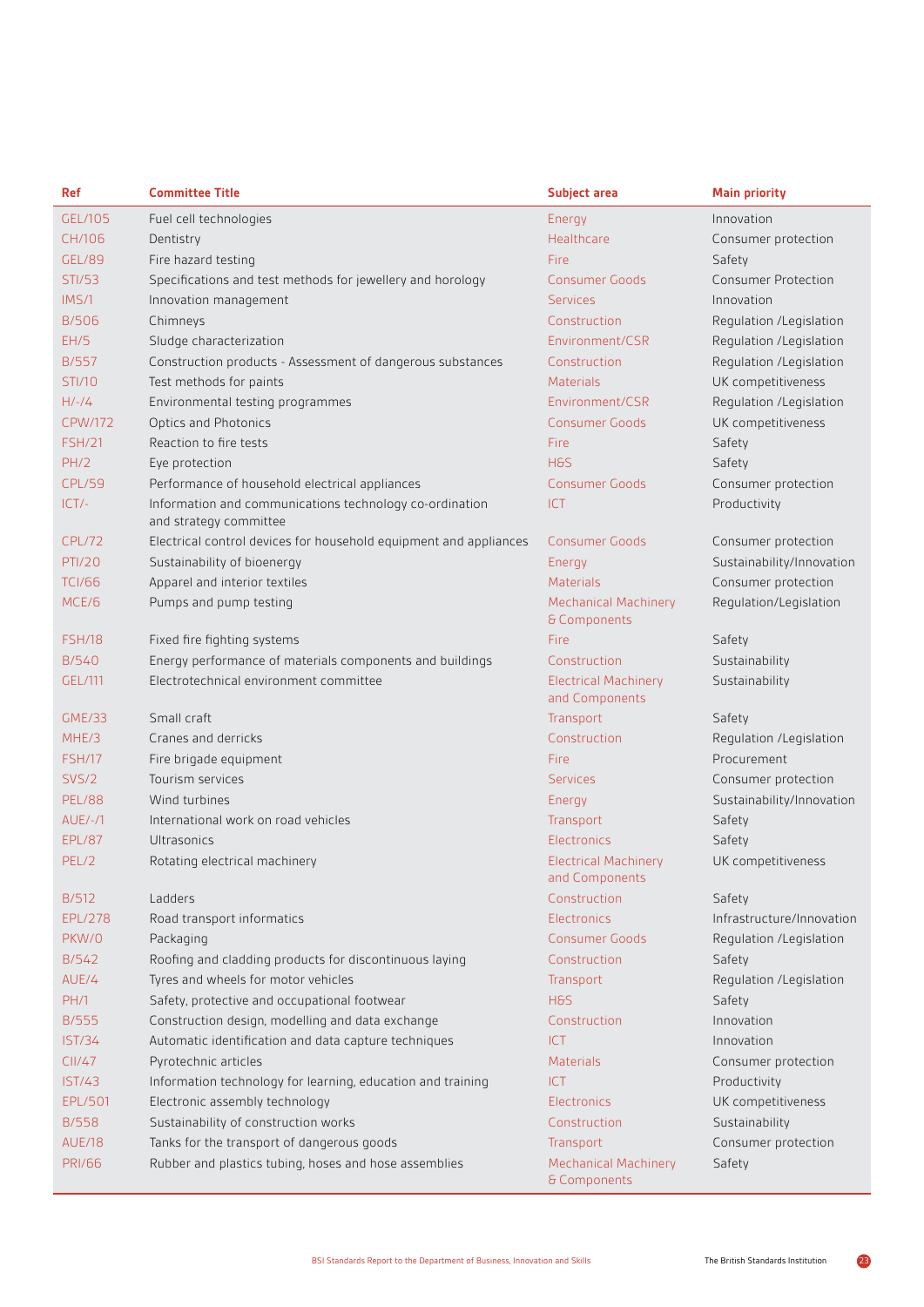| Ref | Committee Title | Subject area | Main priority |
|---|---|---|---|
| GEL/105 | Fuel cell technologies | Energy | Innovation |
| CH/106 | Dentistry | Healthcare | Consumer protection |
| GEL/89 | Fire hazard testing | Fire | Safety |
| STI/53 | Specifications and test methods for jewellery and horology | Consumer Goods | Consumer Protection |
| IMS/1 | Innovation management | Services | Innovation |
| B/506 | Chimneys | Construction | Regulation /Legislation |
| EH/5 | Sludge characterization | Environment/CSR | Regulation /Legislation |
| B/557 | Construction products - Assessment of dangerous substances | Construction | Regulation /Legislation |
| STI/10 | Test methods for paints | Materials | UK competitiveness |
| H/-/4 | Environmental testing programmes | Environment/CSR | Regulation /Legislation |
| CPW/172 | Optics and Photonics | Consumer Goods | UK competitiveness |
| FSH/21 | Reaction to fire tests | Fire | Safety |
| PH/2 | Eye protection | H&S | Safety |
| CPL/59 | Performance of household electrical appliances | Consumer Goods | Consumer protection |
| ICT/- | Information and communications technology co-ordination and strategy committee | ICT | Productivity |
| CPL/72 | Electrical control devices for household equipment and appliances | Consumer Goods | Consumer protection |
| PTI/20 | Sustainability of bioenergy | Energy | Sustainability/Innovation |
| TCI/66 | Apparel and interior textiles | Materials | Consumer protection |
| MCE/6 | Pumps and pump testing | Mechanical Machinery & Components | Regulation/Legislation |
| FSH/18 | Fixed fire fighting systems | Fire | Safety |
| B/540 | Energy performance of materials components and buildings | Construction | Sustainability |
| GEL/111 | Electrotechnical environment committee | Electrical Machinery and Components | Sustainability |
| GME/33 | Small craft | Transport | Safety |
| MHE/3 | Cranes and derricks | Construction | Regulation /Legislation |
| FSH/17 | Fire brigade equipment | Fire | Procurement |
| SVS/2 | Tourism services | Services | Consumer protection |
| PEL/88 | Wind turbines | Energy | Sustainability/Innovation |
| AUE/-/1 | International work on road vehicles | Transport | Safety |
| EPL/87 | Ultrasonics | Electronics | Safety |
| PEL/2 | Rotating electrical machinery | Electrical Machinery and Components | UK competitiveness |
| B/512 | Ladders | Construction | Safety |
| EPL/278 | Road transport informatics | Electronics | Infrastructure/Innovation |
| PKW/0 | Packaging | Consumer Goods | Regulation /Legislation |
| B/542 | Roofing and cladding products for discontinuous laying | Construction | Safety |
| AUE/4 | Tyres and wheels for motor vehicles | Transport | Regulation /Legislation |
| PH/1 | Safety, protective and occupational footwear | H&S | Safety |
| B/555 | Construction design, modelling and data exchange | Construction | Innovation |
| IST/34 | Automatic identification and data capture techniques | ICT | Innovation |
| CII/47 | Pyrotechnic articles | Materials | Consumer protection |
| IST/43 | Information technology for learning, education and training | ICT | Productivity |
| EPL/501 | Electronic assembly technology | Electronics | UK competitiveness |
| B/558 | Sustainability of construction works | Construction | Sustainability |
| AUE/18 | Tanks for the transport of dangerous goods | Transport | Consumer protection |
| PRI/66 | Rubber and plastics tubing, hoses and hose assemblies | Mechanical Machinery & Components | Safety |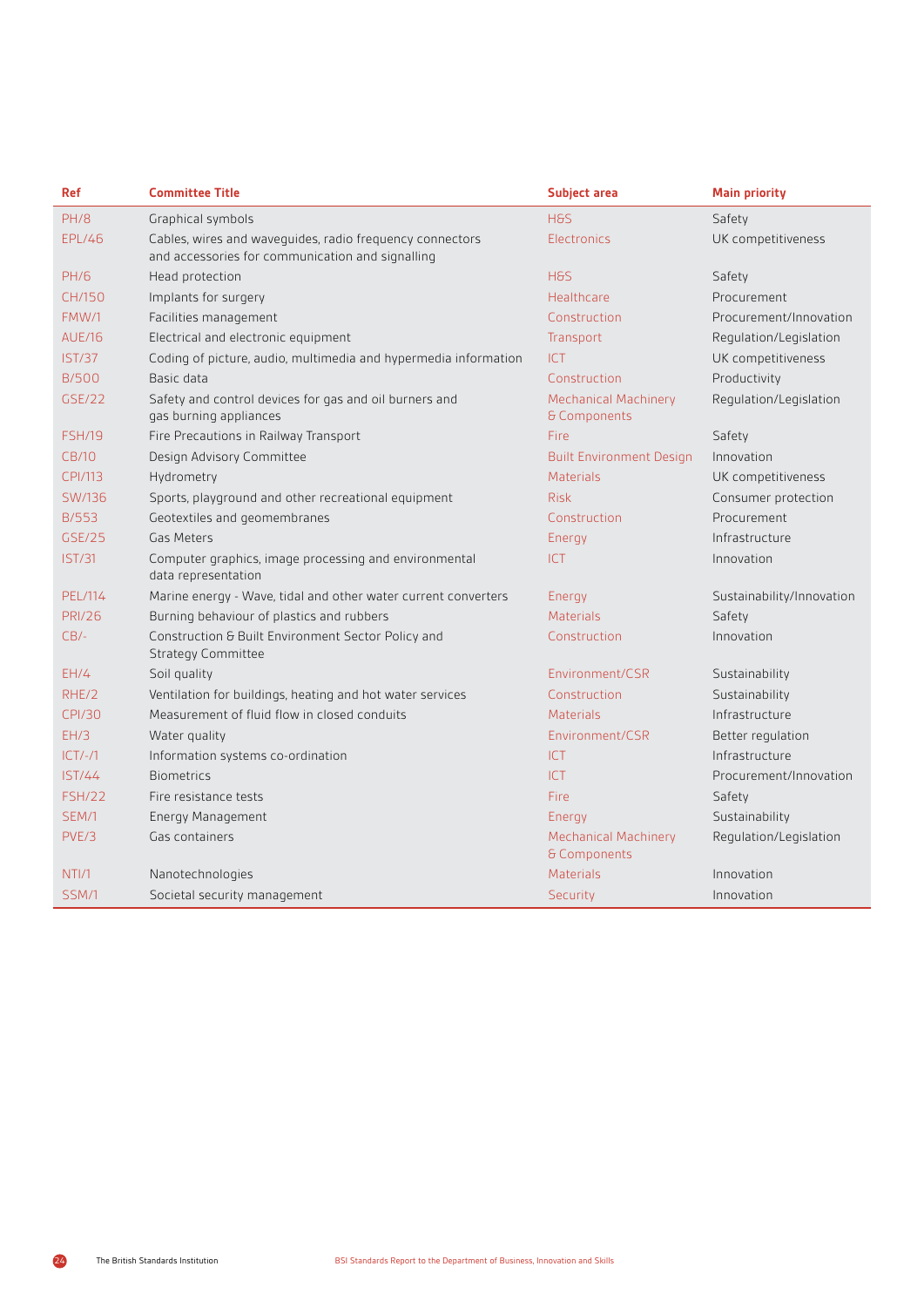| Ref | Committee Title | Subject area | Main priority |
|---|---|---|---|
| PH/8 | Graphical symbols | H&S | Safety |
| EPL/46 | Cables, wires and waveguides, radio frequency connectors and accessories for communication and signalling | Electronics | UK competitiveness |
| PH/6 | Head protection | H&S | Safety |
| CH/150 | Implants for surgery | Healthcare | Procurement |
| FMW/1 | Facilities management | Construction | Procurement/Innovation |
| AUE/16 | Electrical and electronic equipment | Transport | Regulation/Legislation |
| IST/37 | Coding of picture, audio, multimedia and hypermedia information | ICT | UK competitiveness |
| B/500 | Basic data | Construction | Productivity |
| GSE/22 | Safety and control devices for gas and oil burners and gas burning appliances | Mechanical Machinery & Components | Regulation/Legislation |
| FSH/19 | Fire Precautions in Railway Transport | Fire | Safety |
| CB/10 | Design Advisory Committee | Built Environment Design | Innovation |
| CPI/113 | Hydrometry | Materials | UK competitiveness |
| SW/136 | Sports, playground and other recreational equipment | Risk | Consumer protection |
| B/553 | Geotextiles and geomembranes | Construction | Procurement |
| GSE/25 | Gas Meters | Energy | Infrastructure |
| IST/31 | Computer graphics, image processing and environmental data representation | ICT | Innovation |
| PEL/114 | Marine energy - Wave, tidal and other water current converters | Energy | Sustainability/Innovation |
| PRI/26 | Burning behaviour of plastics and rubbers | Materials | Safety |
| CB/- | Construction & Built Environment Sector Policy and Strategy Committee | Construction | Innovation |
| EH/4 | Soil quality | Environment/CSR | Sustainability |
| RHE/2 | Ventilation for buildings, heating and hot water services | Construction | Sustainability |
| CPI/30 | Measurement of fluid flow in closed conduits | Materials | Infrastructure |
| EH/3 | Water quality | Environment/CSR | Better regulation |
| ICT/-/1 | Information systems co-ordination | ICT | Infrastructure |
| IST/44 | Biometrics | ICT | Procurement/Innovation |
| FSH/22 | Fire resistance tests | Fire | Safety |
| SEM/1 | Energy Management | Energy | Sustainability |
| PVE/3 | Gas containers | Mechanical Machinery & Components | Regulation/Legislation |
| NTI/1 | Nanotechnologies | Materials | Innovation |
| SSM/1 | Societal security management | Security | Innovation |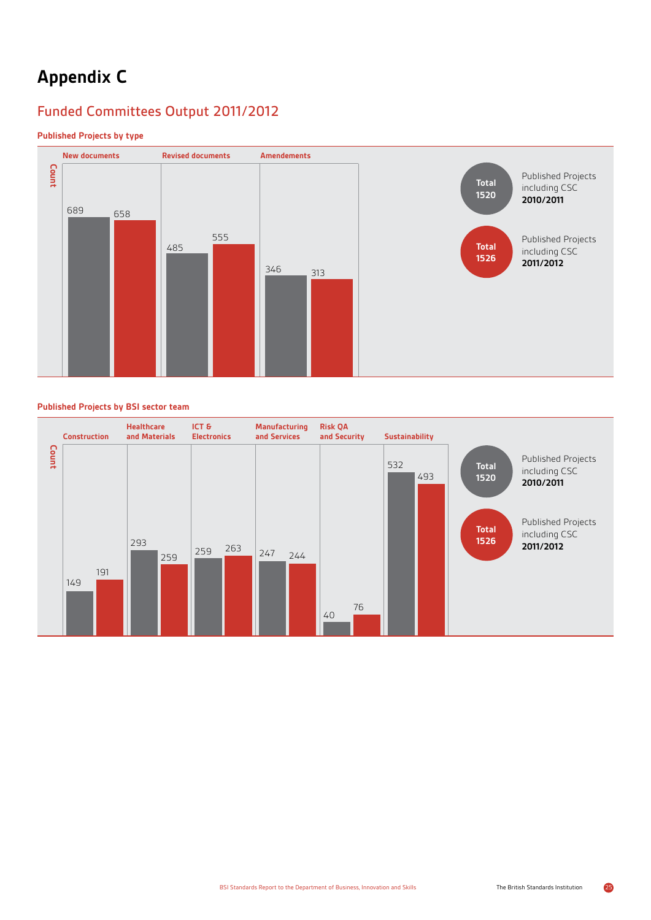# Appendix C

## Funded Committees Output 2011/2012

### Published Projects by type

| Count | 2010/2011 | 2011/2012 |
|---|---|---|
| New documents | 689 | 658 |
| Revised documents | 485 | 555 |
| Amendements | 346 | 313 |

Total 1520 — Published Projects including CSC **2010/2011**

Total 1526 — Published Projects including CSC **2011/2012**

### Published Projects by BSI sector team

| Count | 2010/2011 | 2011/2012 |
|---|---|---|
| Construction | 149 | 191 |
| Healthcare and Materials | 293 | 259 |
| ICT & Electronics | 259 | 263 |
| Manufacturing and Services | 247 | 244 |
| Risk QA and Security | 40 | 76 |
| Sustainability | 532 | 493 |

Total 1520 — Published Projects including CSC **2010/2011**

Total 1526 — Published Projects including CSC **2011/2012**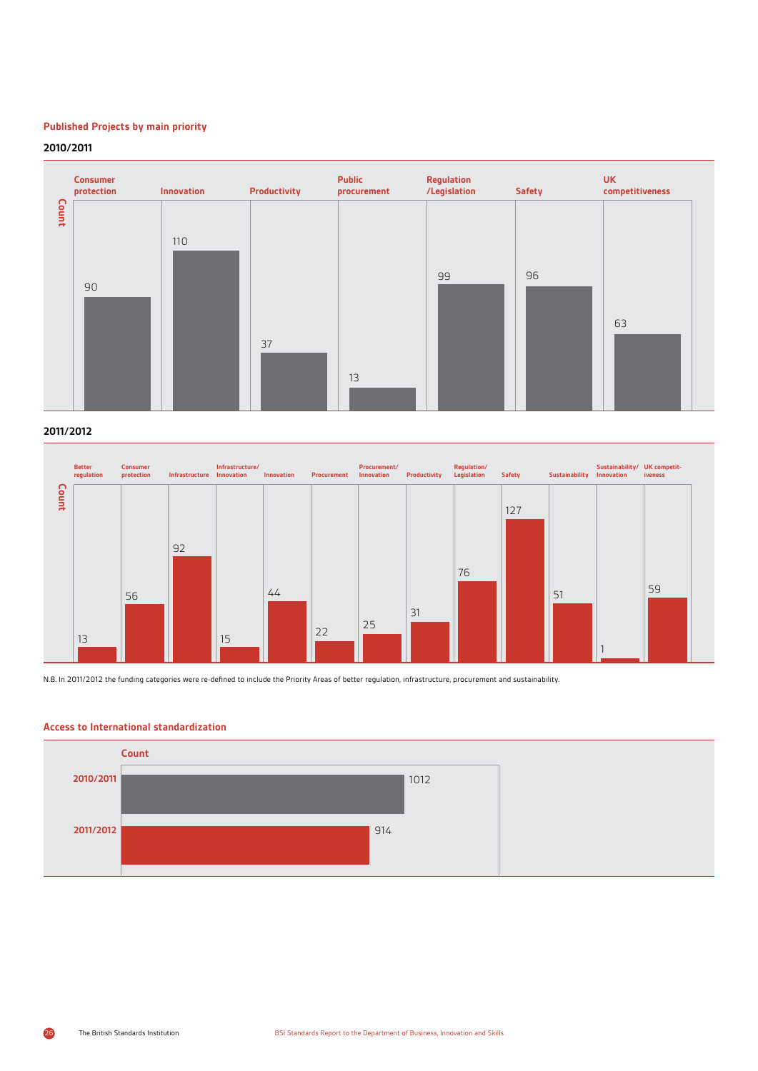## Published Projects by main priority

### 2010/2011

| Priority | Count |
|---|---|
| Consumer protection | 90 |
| Innovation | 110 |
| Productivity | 37 |
| Public procurement | 13 |
| Regulation /Legislation | 99 |
| Safety | 96 |
| UK competitiveness | 63 |

### 2011/2012

| Priority | Count |
|---|---|
| Better regulation | 13 |
| Consumer protection | 56 |
| Infrastructure | 92 |
| Infrastructure/ Innovation | 15 |
| Innovation | 44 |
| Procurement | 22 |
| Procurement/ Innovation | 25 |
| Productivity | 31 |
| Regulation/ Legislation | 76 |
| Safety | 127 |
| Sustainability | 51 |
| Sustainability/ Innovation | 1 |
| UK competitiveness | 59 |

N.B. In 2011/2012 the funding categories were re-defined to include the Priority Areas of better regulation, infrastructure, procurement and sustainability.

## Access to International standardization

| Year | Count |
|---|---|
| 2010/2011 | 1012 |
| 2011/2012 | 914 |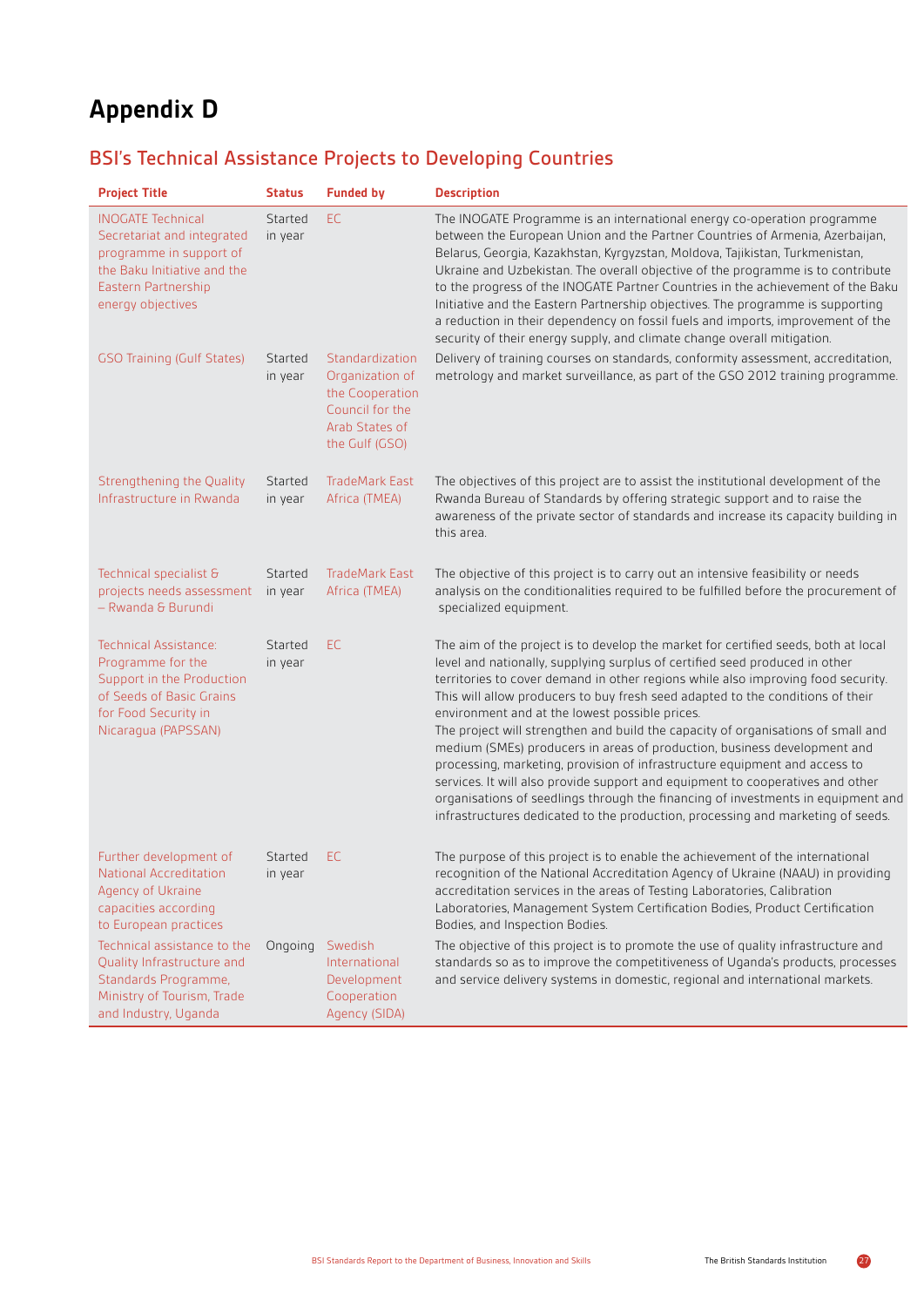# Appendix D

## BSI's Technical Assistance Projects to Developing Countries

| Project Title | Status | Funded by | Description |
|---|---|---|---|
| INOGATE Technical Secretariat and integrated programme in support of the Baku Initiative and the Eastern Partnership energy objectives | Started in year | EC | The INOGATE Programme is an international energy co-operation programme between the European Union and the Partner Countries of Armenia, Azerbaijan, Belarus, Georgia, Kazakhstan, Kyrgyzstan, Moldova, Tajikistan, Turkmenistan, Ukraine and Uzbekistan. The overall objective of the programme is to contribute to the progress of the INOGATE Partner Countries in the achievement of the Baku Initiative and the Eastern Partnership objectives. The programme is supporting a reduction in their dependency on fossil fuels and imports, improvement of the security of their energy supply, and climate change overall mitigation. |
| GSO Training (Gulf States) | Started in year | Standardization Organization of the Cooperation Council for the Arab States of the Gulf (GSO) | Delivery of training courses on standards, conformity assessment, accreditation, metrology and market surveillance, as part of the GSO 2012 training programme. |
| Strengthening the Quality Infrastructure in Rwanda | Started in year | TradeMark East Africa (TMEA) | The objectives of this project are to assist the institutional development of the Rwanda Bureau of Standards by offering strategic support and to raise the awareness of the private sector of standards and increase its capacity building in this area. |
| Technical specialist & projects needs assessment – Rwanda & Burundi | Started in year | TradeMark East Africa (TMEA) | The objective of this project is to carry out an intensive feasibility or needs analysis on the conditionalities required to be fulfilled before the procurement of specialized equipment. |
| Technical Assistance: Programme for the Support in the Production of Seeds of Basic Grains for Food Security in Nicaragua (PAPSSAN) | Started in year | EC | The aim of the project is to develop the market for certified seeds, both at local level and nationally, supplying surplus of certified seed produced in other territories to cover demand in other regions while also improving food security. This will allow producers to buy fresh seed adapted to the conditions of their environment and at the lowest possible prices.<br>The project will strengthen and build the capacity of organisations of small and medium (SMEs) producers in areas of production, business development and processing, marketing, provision of infrastructure equipment and access to services. It will also provide support and equipment to cooperatives and other organisations of seedlings through the financing of investments in equipment and infrastructures dedicated to the production, processing and marketing of seeds. |
| Further development of National Accreditation Agency of Ukraine capacities according to European practices | Started in year | EC | The purpose of this project is to enable the achievement of the international recognition of the National Accreditation Agency of Ukraine (NAAU) in providing accreditation services in the areas of Testing Laboratories, Calibration Laboratories, Management System Certification Bodies, Product Certification Bodies, and Inspection Bodies. |
| Technical assistance to the Quality Infrastructure and Standards Programme, Ministry of Tourism, Trade and Industry, Uganda | Ongoing | Swedish International Development Cooperation Agency (SIDA) | The objective of this project is to promote the use of quality infrastructure and standards so as to improve the competitiveness of Uganda's products, processes and service delivery systems in domestic, regional and international markets. |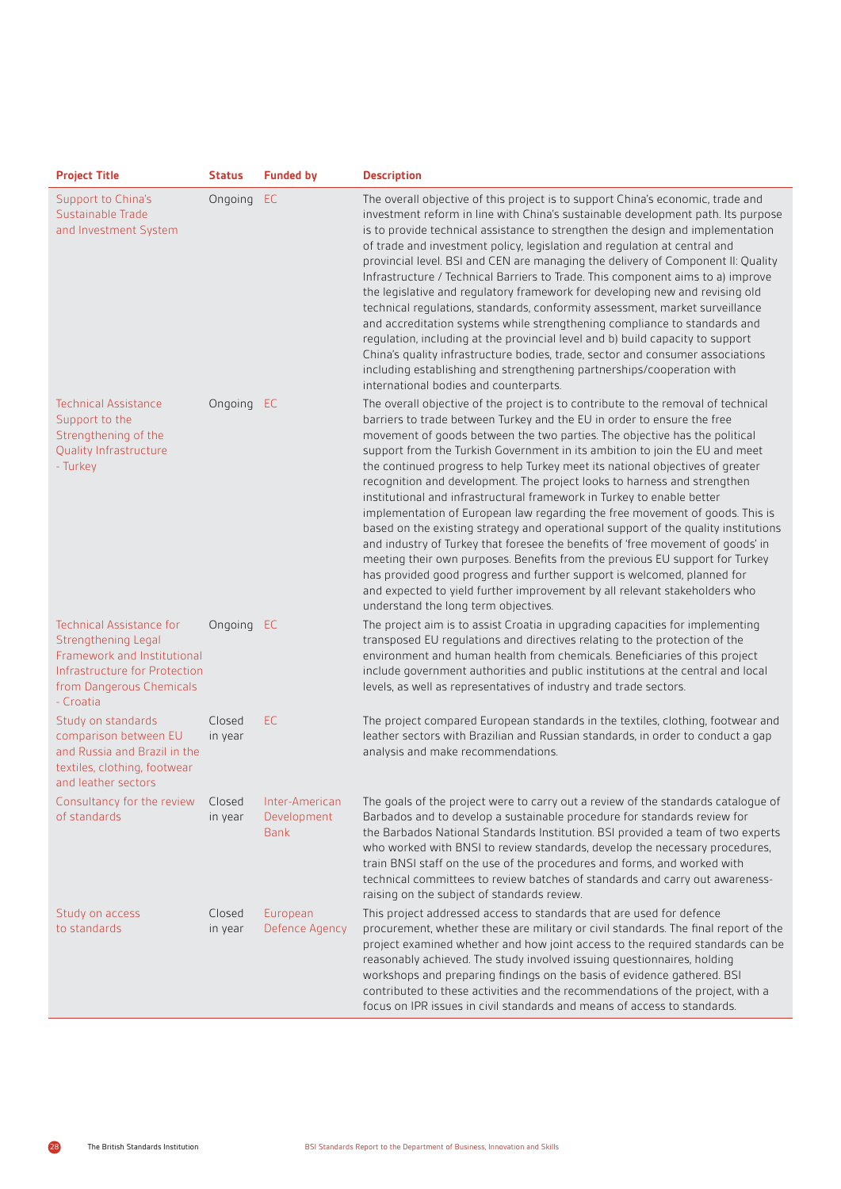| Project Title | Status | Funded by | Description |
|---|---|---|---|
| Support to China's Sustainable Trade and Investment System | Ongoing | EC | The overall objective of this project is to support China's economic, trade and investment reform in line with China's sustainable development path. Its purpose is to provide technical assistance to strengthen the design and implementation of trade and investment policy, legislation and regulation at central and provincial level. BSI and CEN are managing the delivery of Component II: Quality Infrastructure / Technical Barriers to Trade. This component aims to a) improve the legislative and regulatory framework for developing new and revising old technical regulations, standards, conformity assessment, market surveillance and accreditation systems while strengthening compliance to standards and regulation, including at the provincial level and b) build capacity to support China's quality infrastructure bodies, trade, sector and consumer associations including establishing and strengthening partnerships/cooperation with international bodies and counterparts. |
| Technical Assistance Support to the Strengthening of the Quality Infrastructure - Turkey | Ongoing | EC | The overall objective of the project is to contribute to the removal of technical barriers to trade between Turkey and the EU in order to ensure the free movement of goods between the two parties. The objective has the political support from the Turkish Government in its ambition to join the EU and meet the continued progress to help Turkey meet its national objectives of greater recognition and development. The project looks to harness and strengthen institutional and infrastructural framework in Turkey to enable better implementation of European law regarding the free movement of goods. This is based on the existing strategy and operational support of the quality institutions and industry of Turkey that foresee the benefits of 'free movement of goods' in meeting their own purposes. Benefits from the previous EU support for Turkey has provided good progress and further support is welcomed, planned for and expected to yield further improvement by all relevant stakeholders who understand the long term objectives. |
| Technical Assistance for Strengthening Legal Framework and Institutional Infrastructure for Protection from Dangerous Chemicals - Croatia | Ongoing | EC | The project aim is to assist Croatia in upgrading capacities for implementing transposed EU regulations and directives relating to the protection of the environment and human health from chemicals. Beneficiaries of this project include government authorities and public institutions at the central and local levels, as well as representatives of industry and trade sectors. |
| Study on standards comparison between EU and Russia and Brazil in the textiles, clothing, footwear and leather sectors | Closed in year | EC | The project compared European standards in the textiles, clothing, footwear and leather sectors with Brazilian and Russian standards, in order to conduct a gap analysis and make recommendations. |
| Consultancy for the review of standards | Closed in year | Inter-American Development Bank | The goals of the project were to carry out a review of the standards catalogue of Barbados and to develop a sustainable procedure for standards review for the Barbados National Standards Institution. BSI provided a team of two experts who worked with BNSI to review standards, develop the necessary procedures, train BNSI staff on the use of the procedures and forms, and worked with technical committees to review batches of standards and carry out awareness-raising on the subject of standards review. |
| Study on access to standards | Closed in year | European Defence Agency | This project addressed access to standards that are used for defence procurement, whether these are military or civil standards. The final report of the project examined whether and how joint access to the required standards can be reasonably achieved. The study involved issuing questionnaires, holding workshops and preparing findings on the basis of evidence gathered. BSI contributed to these activities and the recommendations of the project, with a focus on IPR issues in civil standards and means of access to standards. |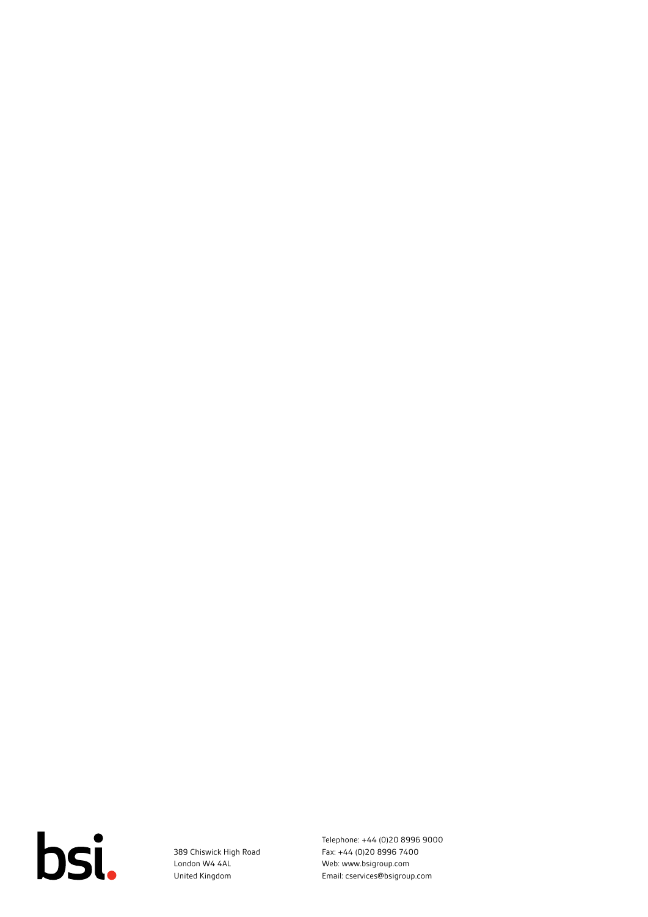bsi.

389 Chiswick High Road
London W4 4AL
United Kingdom

Telephone: +44 (0)20 8996 9000
Fax: +44 (0)20 8996 7400
Web: www.bsigroup.com
Email: cservices@bsigroup.com